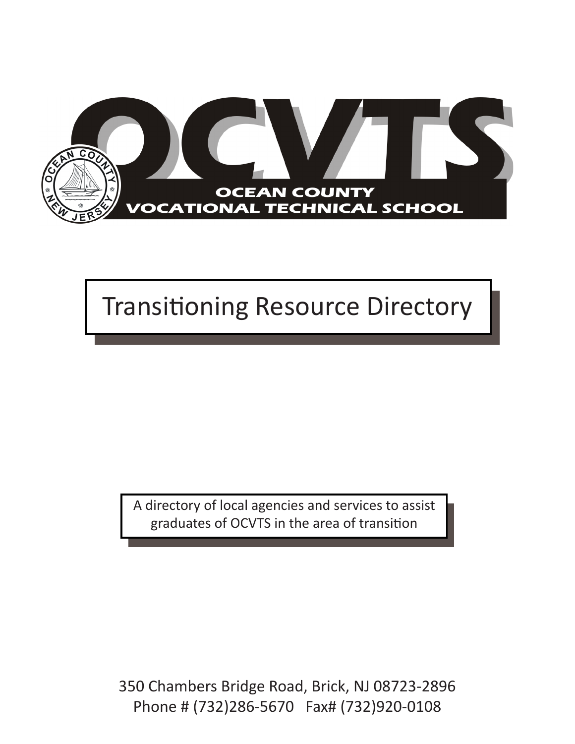# OCVTS

**OCEAN COUNTY VOCATIONAL TECHNICAL SCHOOL**

OCEAN COUNTY NEW JERSEY

## Transitioning Resource Directory

A directory of local agencies and services to assist graduates of OCVTS in the area of transition

350 Chambers Bridge Road, Brick, NJ 08723-2896
Phone # (732)286-5670 Fax# (732)920-0108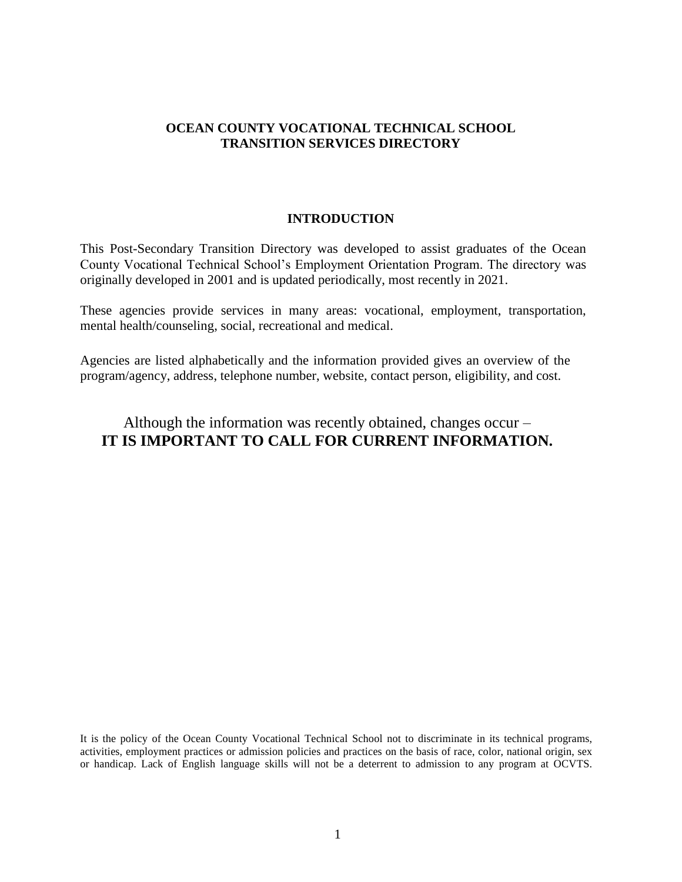# OCEAN COUNTY VOCATIONAL TECHNICAL SCHOOL TRANSITION SERVICES DIRECTORY

## INTRODUCTION

This Post-Secondary Transition Directory was developed to assist graduates of the Ocean County Vocational Technical School's Employment Orientation Program. The directory was originally developed in 2001 and is updated periodically, most recently in 2021.

These agencies provide services in many areas: vocational, employment, transportation, mental health/counseling, social, recreational and medical.

Agencies are listed alphabetically and the information provided gives an overview of the program/agency, address, telephone number, website, contact person, eligibility, and cost.

Although the information was recently obtained, changes occur –
**IT IS IMPORTANT TO CALL FOR CURRENT INFORMATION.**

It is the policy of the Ocean County Vocational Technical School not to discriminate in its technical programs, activities, employment practices or admission policies and practices on the basis of race, color, national origin, sex or handicap. Lack of English language skills will not be a deterrent to admission to any program at OCVTS.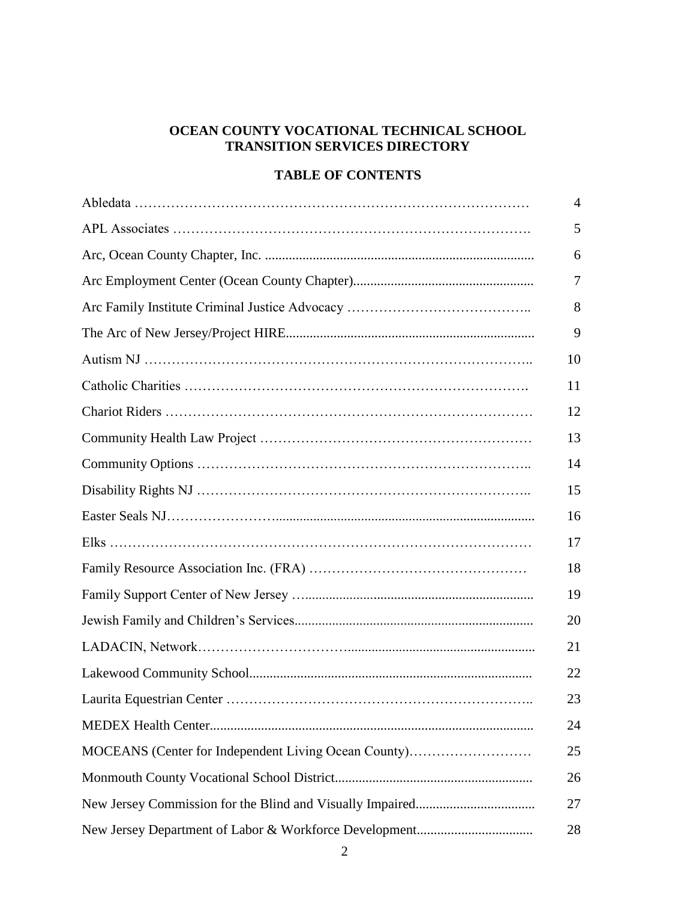**OCEAN COUNTY VOCATIONAL TECHNICAL SCHOOL**
**TRANSITION SERVICES DIRECTORY**

**TABLE OF CONTENTS**

| | |
|---|---|
| Abledata | 4 |
| APL Associates | 5 |
| Arc, Ocean County Chapter, Inc. | 6 |
| Arc Employment Center (Ocean County Chapter) | 7 |
| Arc Family Institute Criminal Justice Advocacy | 8 |
| The Arc of New Jersey/Project HIRE | 9 |
| Autism NJ | 10 |
| Catholic Charities | 11 |
| Chariot Riders | 12 |
| Community Health Law Project | 13 |
| Community Options | 14 |
| Disability Rights NJ | 15 |
| Easter Seals NJ | 16 |
| Elks | 17 |
| Family Resource Association Inc. (FRA) | 18 |
| Family Support Center of New Jersey | 19 |
| Jewish Family and Children's Services | 20 |
| LADACIN, Network | 21 |
| Lakewood Community School | 22 |
| Laurita Equestrian Center | 23 |
| MEDEX Health Center | 24 |
| MOCEANS (Center for Independent Living Ocean County) | 25 |
| Monmouth County Vocational School District | 26 |
| New Jersey Commission for the Blind and Visually Impaired | 27 |
| New Jersey Department of Labor & Workforce Development | 28 |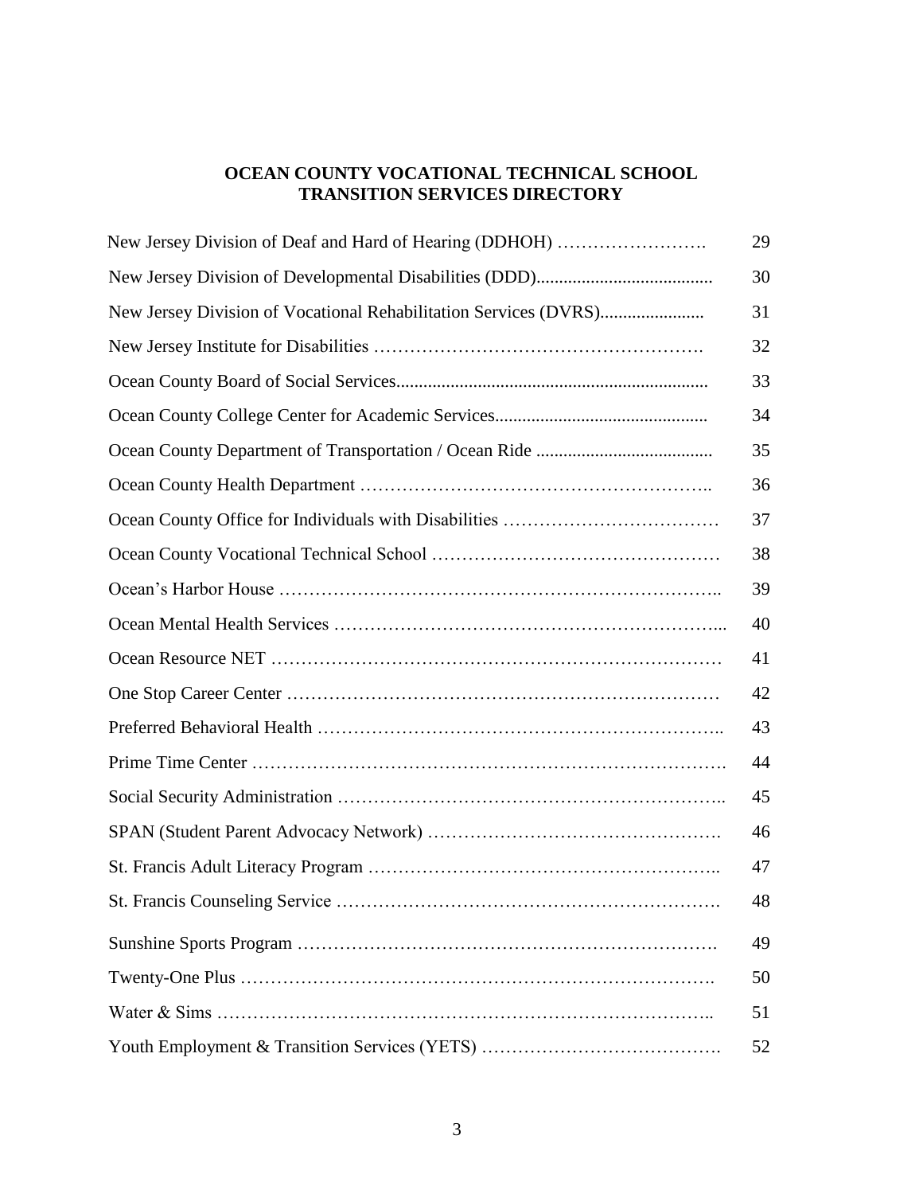# OCEAN COUNTY VOCATIONAL TECHNICAL SCHOOL
# TRANSITION SERVICES DIRECTORY

| | |
|---|---|
| New Jersey Division of Deaf and Hard of Hearing (DDHOH) | 29 |
| New Jersey Division of Developmental Disabilities (DDD) | 30 |
| New Jersey Division of Vocational Rehabilitation Services (DVRS) | 31 |
| New Jersey Institute for Disabilities | 32 |
| Ocean County Board of Social Services | 33 |
| Ocean County College Center for Academic Services | 34 |
| Ocean County Department of Transportation / Ocean Ride | 35 |
| Ocean County Health Department | 36 |
| Ocean County Office for Individuals with Disabilities | 37 |
| Ocean County Vocational Technical School | 38 |
| Ocean's Harbor House | 39 |
| Ocean Mental Health Services | 40 |
| Ocean Resource NET | 41 |
| One Stop Career Center | 42 |
| Preferred Behavioral Health | 43 |
| Prime Time Center | 44 |
| Social Security Administration | 45 |
| SPAN (Student Parent Advocacy Network) | 46 |
| St. Francis Adult Literacy Program | 47 |
| St. Francis Counseling Service | 48 |
| Sunshine Sports Program | 49 |
| Twenty-One Plus | 50 |
| Water & Sims | 51 |
| Youth Employment & Transition Services (YETS) | 52 |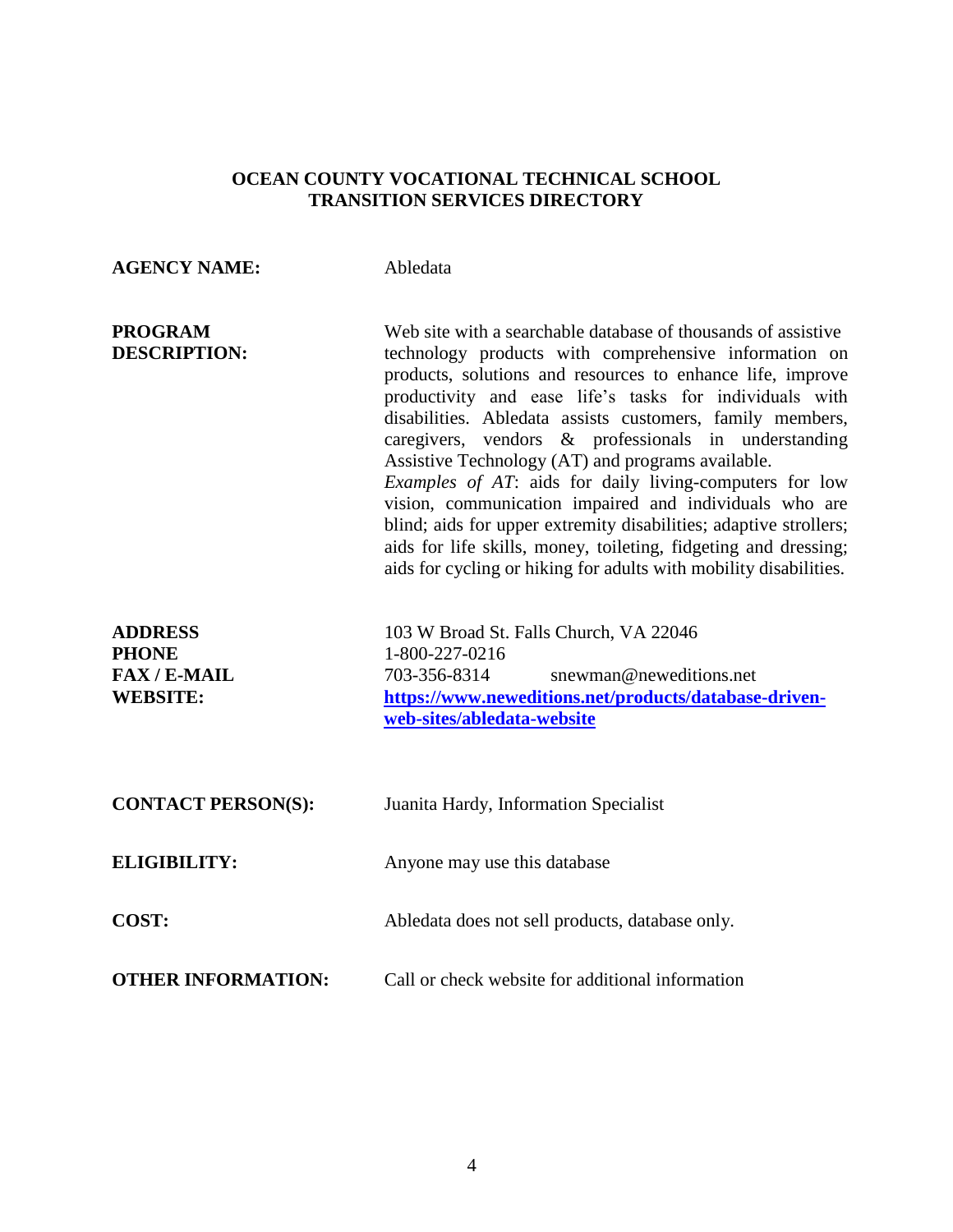## OCEAN COUNTY VOCATIONAL TECHNICAL SCHOOL
## TRANSITION SERVICES DIRECTORY

**AGENCY NAME:** Abledata

**PROGRAM DESCRIPTION:** Web site with a searchable database of thousands of assistive technology products with comprehensive information on products, solutions and resources to enhance life, improve productivity and ease life's tasks for individuals with disabilities. Abledata assists customers, family members, caregivers, vendors & professionals in understanding Assistive Technology (AT) and programs available.
*Examples of AT*: aids for daily living-computers for low vision, communication impaired and individuals who are blind; aids for upper extremity disabilities; adaptive strollers; aids for life skills, money, toileting, fidgeting and dressing; aids for cycling or hiking for adults with mobility disabilities.

**ADDRESS** 103 W Broad St. Falls Church, VA 22046
**PHONE** 1-800-227-0216
**FAX / E-MAIL** 703-356-8314 snewman@neweditions.net
**WEBSITE:** **https://www.neweditions.net/products/database-driven-web-sites/abledata-website**

**CONTACT PERSON(S):** Juanita Hardy, Information Specialist

**ELIGIBILITY:** Anyone may use this database

**COST:** Abledata does not sell products, database only.

**OTHER INFORMATION:** Call or check website for additional information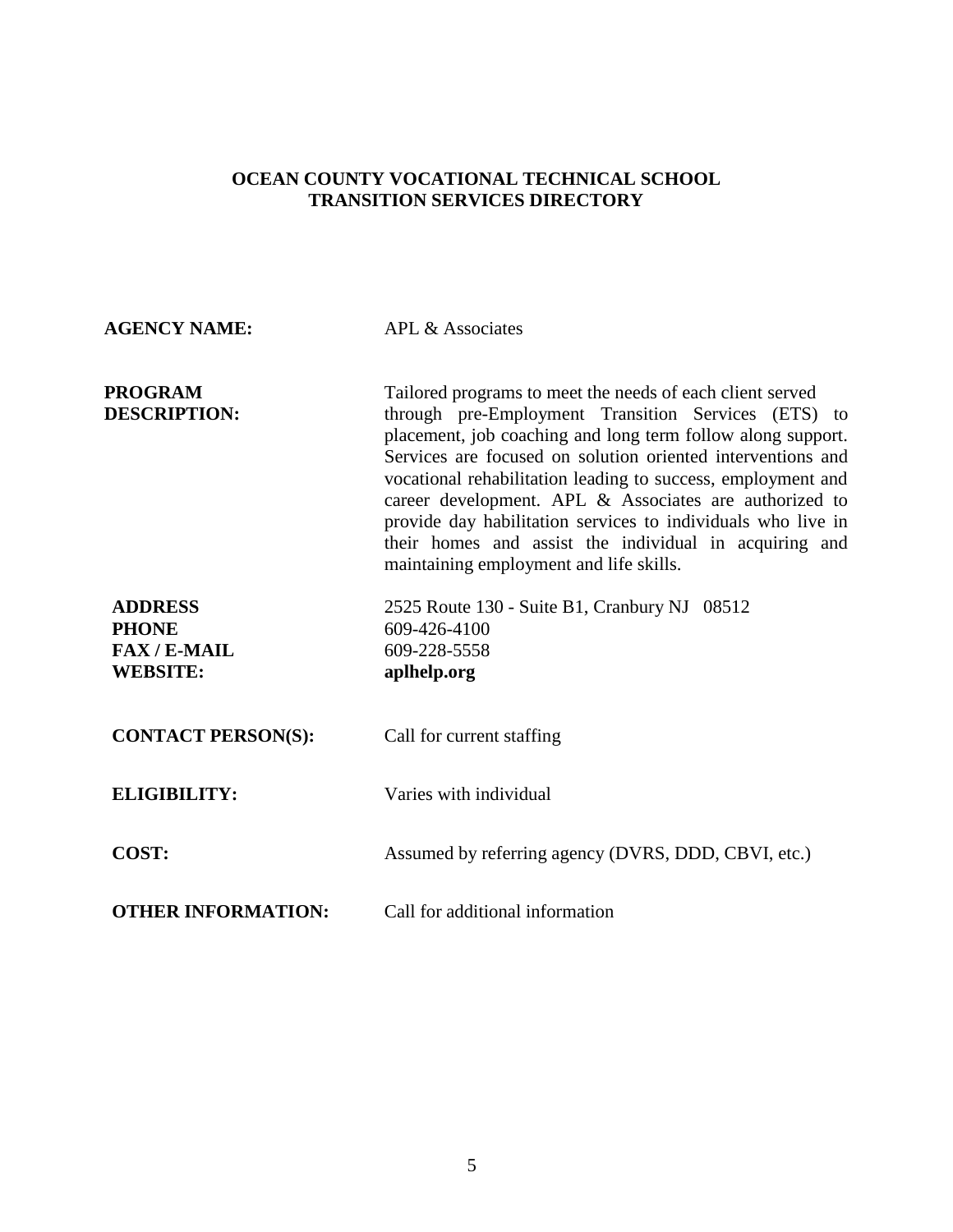## OCEAN COUNTY VOCATIONAL TECHNICAL SCHOOL TRANSITION SERVICES DIRECTORY

**AGENCY NAME:** APL & Associates

**PROGRAM DESCRIPTION:** Tailored programs to meet the needs of each client served through pre-Employment Transition Services (ETS) to placement, job coaching and long term follow along support. Services are focused on solution oriented interventions and vocational rehabilitation leading to success, employment and career development. APL & Associates are authorized to provide day habilitation services to individuals who live in their homes and assist the individual in acquiring and maintaining employment and life skills.

**ADDRESS** 2525 Route 130 - Suite B1, Cranbury NJ 08512
**PHONE** 609-426-4100
**FAX / E-MAIL** 609-228-5558
**WEBSITE:** **aplhelp.org**

**CONTACT PERSON(S):** Call for current staffing

**ELIGIBILITY:** Varies with individual

**COST:** Assumed by referring agency (DVRS, DDD, CBVI, etc.)

**OTHER INFORMATION:** Call for additional information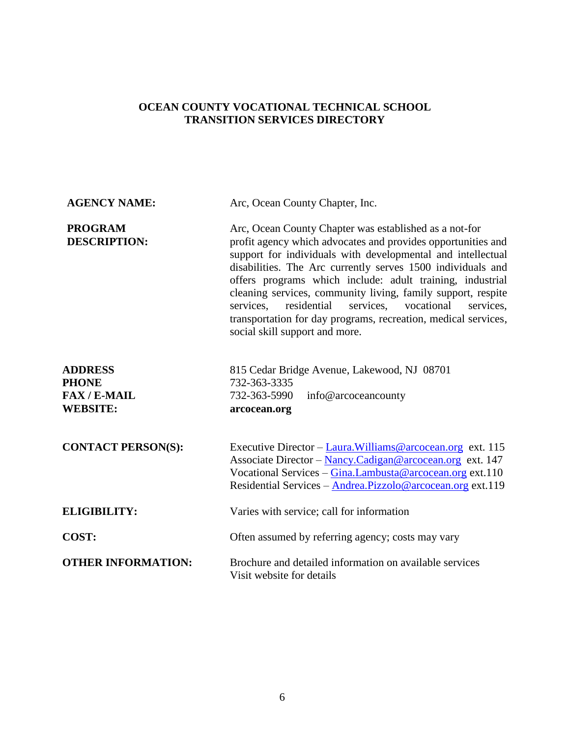## OCEAN COUNTY VOCATIONAL TECHNICAL SCHOOL TRANSITION SERVICES DIRECTORY

| | |
|---|---|
| **AGENCY NAME:** | Arc, Ocean County Chapter, Inc. |
| **PROGRAM DESCRIPTION:** | Arc, Ocean County Chapter was established as a not-for profit agency which advocates and provides opportunities and support for individuals with developmental and intellectual disabilities. The Arc currently serves 1500 individuals and offers programs which include: adult training, industrial cleaning services, community living, family support, respite services, residential services, vocational services, transportation for day programs, recreation, medical services, social skill support and more. |
| **ADDRESS** | 815 Cedar Bridge Avenue, Lakewood, NJ 08701 |
| **PHONE** | 732-363-3335 |
| **FAX / E-MAIL** | 732-363-5990 info@arcoceancounty |
| **WEBSITE:** | **arcocean.org** |
| **CONTACT PERSON(S):** | Executive Director – Laura.Williams@arcocean.org ext. 115<br>Associate Director – Nancy.Cadigan@arcocean.org ext. 147<br>Vocational Services – Gina.Lambusta@arcocean.org ext.110<br>Residential Services – Andrea.Pizzolo@arcocean.org ext.119 |
| **ELIGIBILITY:** | Varies with service; call for information |
| **COST:** | Often assumed by referring agency; costs may vary |
| **OTHER INFORMATION:** | Brochure and detailed information on available services<br>Visit website for details |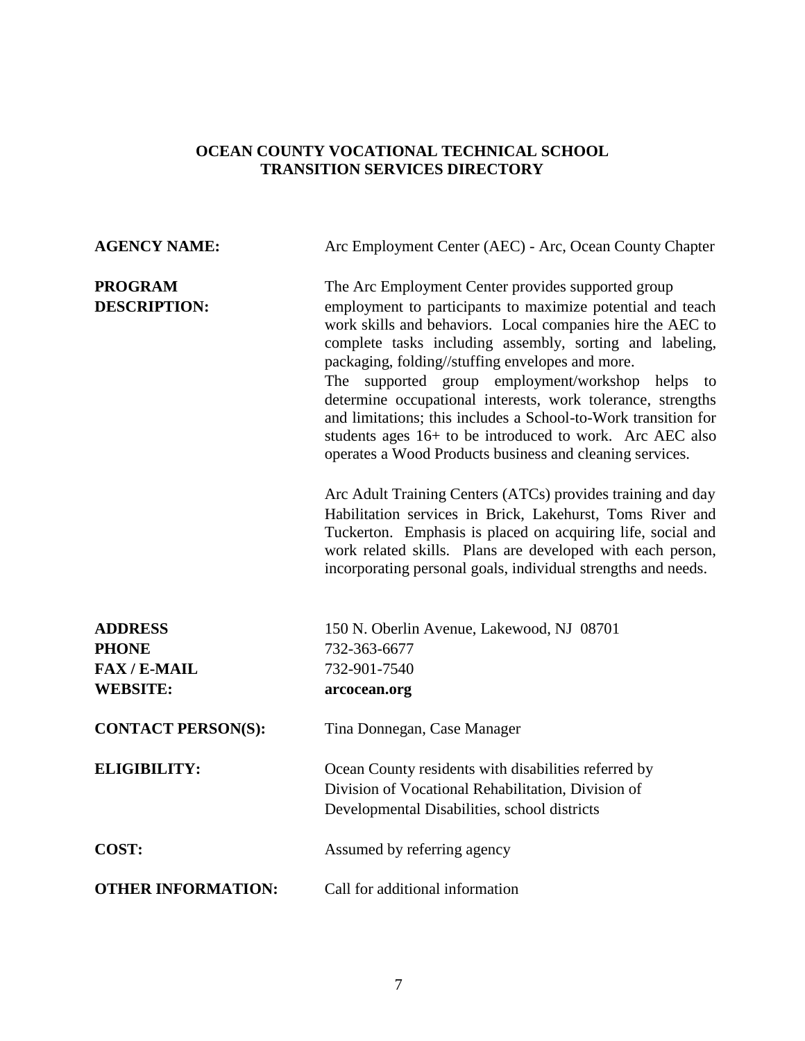# OCEAN COUNTY VOCATIONAL TECHNICAL SCHOOL
# TRANSITION SERVICES DIRECTORY

**AGENCY NAME:** Arc Employment Center (AEC) - Arc, Ocean County Chapter

**PROGRAM DESCRIPTION:**

The Arc Employment Center provides supported group employment to participants to maximize potential and teach work skills and behaviors. Local companies hire the AEC to complete tasks including assembly, sorting and labeling, packaging, folding//stuffing envelopes and more.

The supported group employment/workshop helps to determine occupational interests, work tolerance, strengths and limitations; this includes a School-to-Work transition for students ages 16+ to be introduced to work. Arc AEC also operates a Wood Products business and cleaning services.

Arc Adult Training Centers (ATCs) provides training and day Habilitation services in Brick, Lakehurst, Toms River and Tuckerton. Emphasis is placed on acquiring life, social and work related skills. Plans are developed with each person, incorporating personal goals, individual strengths and needs.

**ADDRESS** 150 N. Oberlin Avenue, Lakewood, NJ 08701
**PHONE** 732-363-6677
**FAX / E-MAIL** 732-901-7540
**WEBSITE:** **arcocean.org**

**CONTACT PERSON(S):** Tina Donnegan, Case Manager

**ELIGIBILITY:** Ocean County residents with disabilities referred by Division of Vocational Rehabilitation, Division of Developmental Disabilities, school districts

**COST:** Assumed by referring agency

**OTHER INFORMATION:** Call for additional information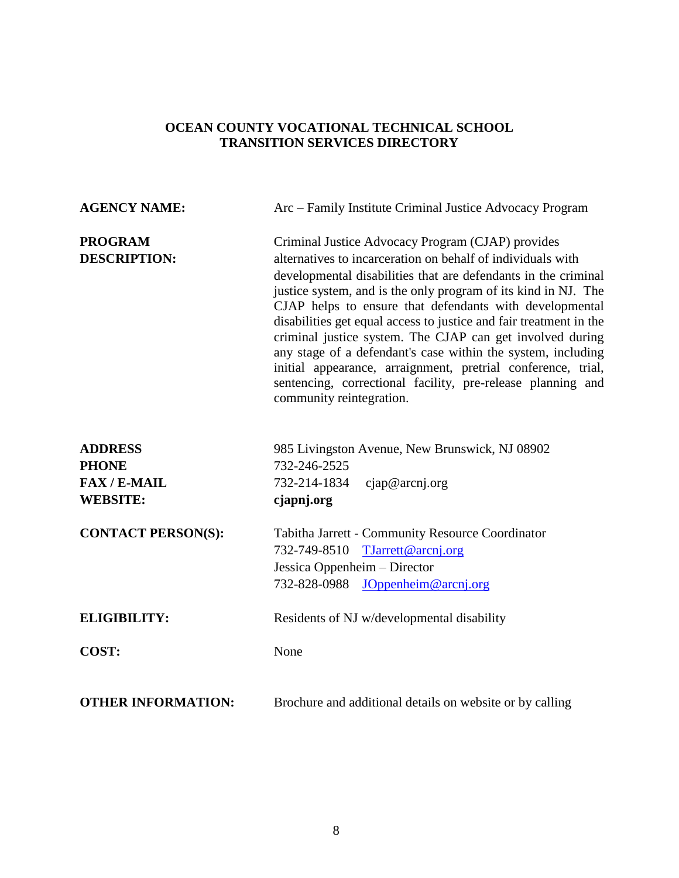## OCEAN COUNTY VOCATIONAL TECHNICAL SCHOOL
## TRANSITION SERVICES DIRECTORY

**AGENCY NAME:** Arc – Family Institute Criminal Justice Advocacy Program

**PROGRAM DESCRIPTION:** Criminal Justice Advocacy Program (CJAP) provides alternatives to incarceration on behalf of individuals with developmental disabilities that are defendants in the criminal justice system, and is the only program of its kind in NJ. The CJAP helps to ensure that defendants with developmental disabilities get equal access to justice and fair treatment in the criminal justice system. The CJAP can get involved during any stage of a defendant's case within the system, including initial appearance, arraignment, pretrial conference, trial, sentencing, correctional facility, pre-release planning and community reintegration.

**ADDRESS** 985 Livingston Avenue, New Brunswick, NJ 08902
**PHONE** 732-246-2525
**FAX / E-MAIL** 732-214-1834 cjap@arcnj.org
**WEBSITE:** **cjapnj.org**

**CONTACT PERSON(S):** Tabitha Jarrett - Community Resource Coordinator
732-749-8510 TJarrett@arcnj.org
Jessica Oppenheim – Director
732-828-0988 JOppenheim@arcnj.org

**ELIGIBILITY:** Residents of NJ w/developmental disability

**COST:** None

**OTHER INFORMATION:** Brochure and additional details on website or by calling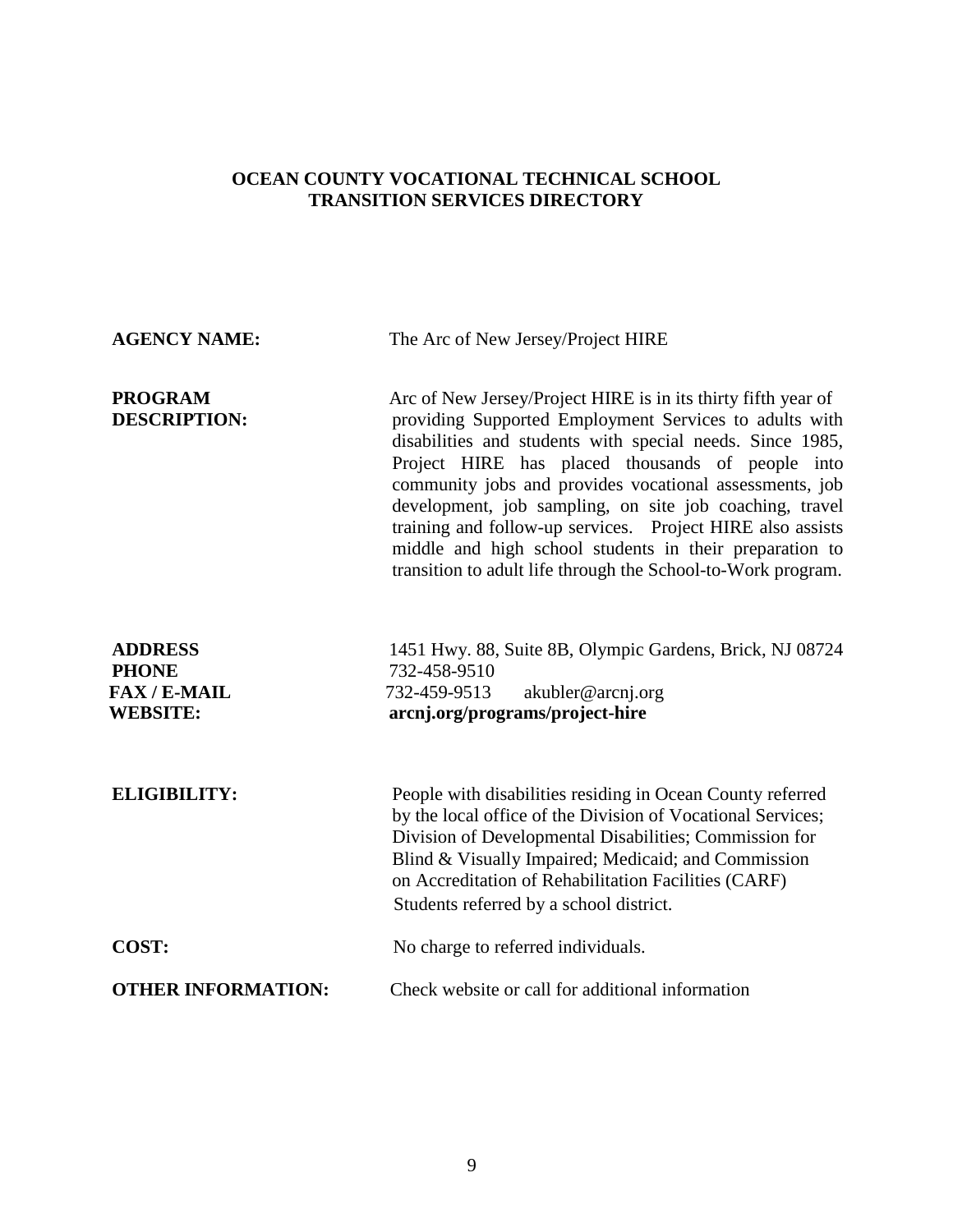## OCEAN COUNTY VOCATIONAL TECHNICAL SCHOOL TRANSITION SERVICES DIRECTORY

**AGENCY NAME:** The Arc of New Jersey/Project HIRE

**PROGRAM DESCRIPTION:** Arc of New Jersey/Project HIRE is in its thirty fifth year of providing Supported Employment Services to adults with disabilities and students with special needs. Since 1985, Project HIRE has placed thousands of people into community jobs and provides vocational assessments, job development, job sampling, on site job coaching, travel training and follow-up services. Project HIRE also assists middle and high school students in their preparation to transition to adult life through the School-to-Work program.

**ADDRESS** 1451 Hwy. 88, Suite 8B, Olympic Gardens, Brick, NJ 08724
**PHONE** 732-458-9510
**FAX / E-MAIL** 732-459-9513 akubler@arcnj.org
**WEBSITE:** **arcnj.org/programs/project-hire**

**ELIGIBILITY:** People with disabilities residing in Ocean County referred by the local office of the Division of Vocational Services; Division of Developmental Disabilities; Commission for Blind & Visually Impaired; Medicaid; and Commission on Accreditation of Rehabilitation Facilities (CARF)
Students referred by a school district.

**COST:** No charge to referred individuals.

**OTHER INFORMATION:** Check website or call for additional information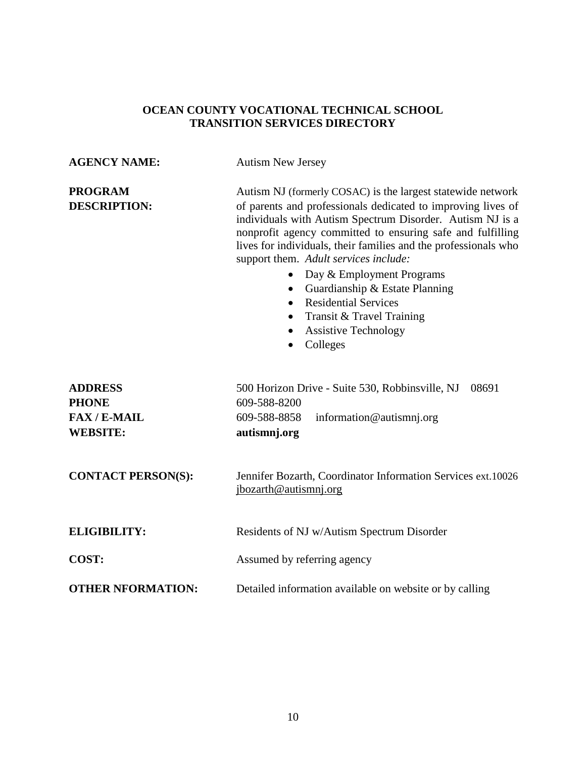## OCEAN COUNTY VOCATIONAL TECHNICAL SCHOOL
## TRANSITION SERVICES DIRECTORY

**AGENCY NAME:** Autism New Jersey

**PROGRAM DESCRIPTION:** Autism NJ (formerly COSAC) is the largest statewide network of parents and professionals dedicated to improving lives of individuals with Autism Spectrum Disorder. Autism NJ is a nonprofit agency committed to ensuring safe and fulfilling lives for individuals, their families and the professionals who support them. *Adult services include:*

- Day & Employment Programs
- Guardianship & Estate Planning
- Residential Services
- Transit & Travel Training
- Assistive Technology
- Colleges

**ADDRESS** 500 Horizon Drive - Suite 530, Robbinsville, NJ 08691
**PHONE** 609-588-8200
**FAX / E-MAIL** 609-588-8858 information@autismnj.org
**WEBSITE:** **autismnj.org**

**CONTACT PERSON(S):** Jennifer Bozarth, Coordinator Information Services ext.10026
jbozarth@autismnj.org

**ELIGIBILITY:** Residents of NJ w/Autism Spectrum Disorder

**COST:** Assumed by referring agency

**OTHER NFORMATION:** Detailed information available on website or by calling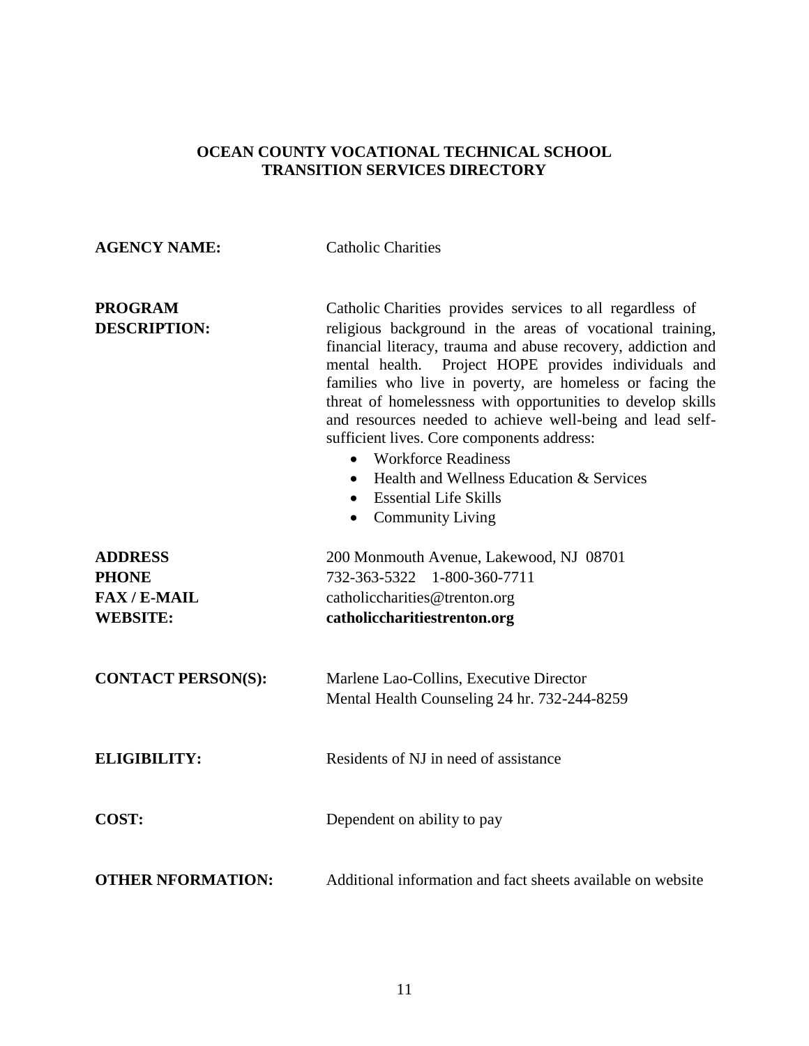**OCEAN COUNTY VOCATIONAL TECHNICAL SCHOOL**
**TRANSITION SERVICES DIRECTORY**

**AGENCY NAME:** Catholic Charities

**PROGRAM DESCRIPTION:** Catholic Charities provides services to all regardless of religious background in the areas of vocational training, financial literacy, trauma and abuse recovery, addiction and mental health. Project HOPE provides individuals and families who live in poverty, are homeless or facing the threat of homelessness with opportunities to develop skills and resources needed to achieve well-being and lead self-sufficient lives. Core components address:

- Workforce Readiness
- Health and Wellness Education & Services
- Essential Life Skills
- Community Living

**ADDRESS** 200 Monmouth Avenue, Lakewood, NJ 08701
**PHONE** 732-363-5322 1-800-360-7711
**FAX / E-MAIL** catholiccharities@trenton.org
**WEBSITE:** **catholiccharitiestrenton.org**

**CONTACT PERSON(S):** Marlene Lao-Collins, Executive Director
Mental Health Counseling 24 hr. 732-244-8259

**ELIGIBILITY:** Residents of NJ in need of assistance

**COST:** Dependent on ability to pay

**OTHER NFORMATION:** Additional information and fact sheets available on website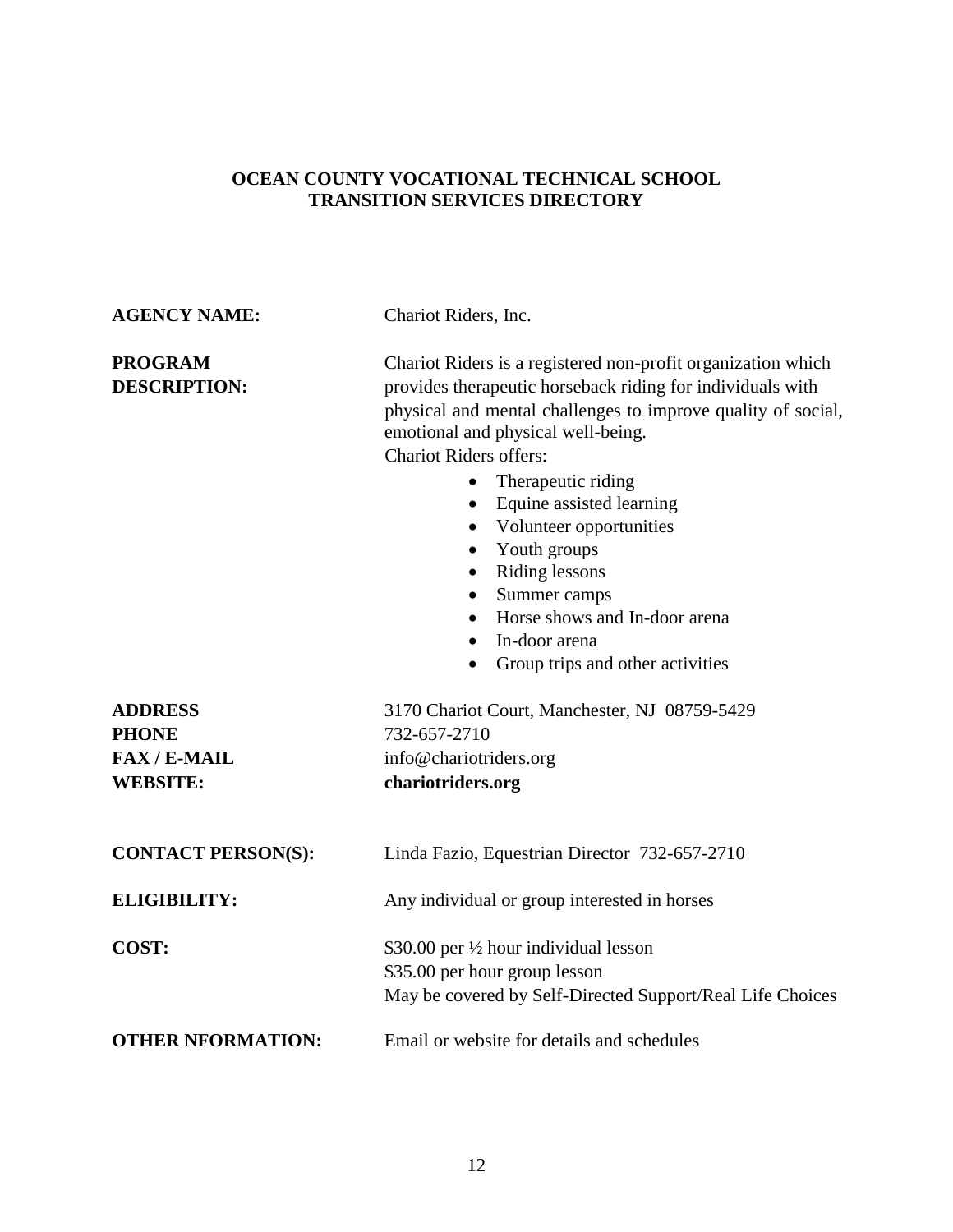**OCEAN COUNTY VOCATIONAL TECHNICAL SCHOOL**
**TRANSITION SERVICES DIRECTORY**

**AGENCY NAME:** Chariot Riders, Inc.

**PROGRAM DESCRIPTION:** Chariot Riders is a registered non-profit organization which provides therapeutic horseback riding for individuals with physical and mental challenges to improve quality of social, emotional and physical well-being.
Chariot Riders offers:

- Therapeutic riding
- Equine assisted learning
- Volunteer opportunities
- Youth groups
- Riding lessons
- Summer camps
- Horse shows and In-door arena
- In-door arena
- Group trips and other activities

**ADDRESS** 3170 Chariot Court, Manchester, NJ 08759-5429
**PHONE** 732-657-2710
**FAX / E-MAIL** info@chariotriders.org
**WEBSITE:** **chariotriders.org**

**CONTACT PERSON(S):** Linda Fazio, Equestrian Director 732-657-2710

**ELIGIBILITY:** Any individual or group interested in horses

**COST:** $30.00 per ½ hour individual lesson
$35.00 per hour group lesson
May be covered by Self-Directed Support/Real Life Choices

**OTHER NFORMATION:** Email or website for details and schedules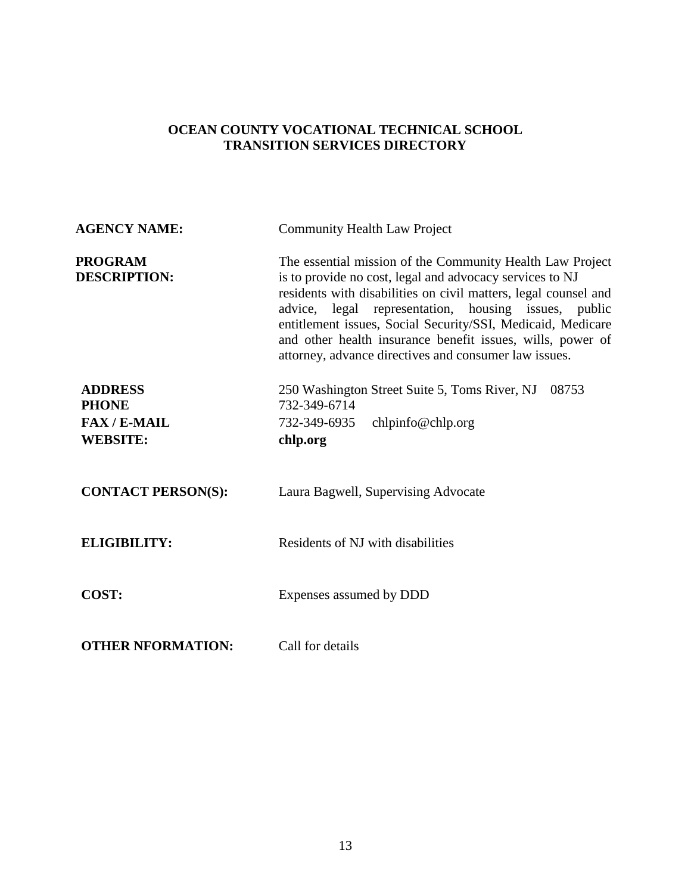**OCEAN COUNTY VOCATIONAL TECHNICAL SCHOOL**
**TRANSITION SERVICES DIRECTORY**

**AGENCY NAME:** Community Health Law Project

**PROGRAM DESCRIPTION:** The essential mission of the Community Health Law Project is to provide no cost, legal and advocacy services to NJ residents with disabilities on civil matters, legal counsel and advice, legal representation, housing issues, public entitlement issues, Social Security/SSI, Medicaid, Medicare and other health insurance benefit issues, wills, power of attorney, advance directives and consumer law issues.

**ADDRESS** 250 Washington Street Suite 5, Toms River, NJ 08753
**PHONE** 732-349-6714
**FAX / E-MAIL** 732-349-6935 chlpinfo@chlp.org
**WEBSITE:** **chlp.org**

**CONTACT PERSON(S):** Laura Bagwell, Supervising Advocate

**ELIGIBILITY:** Residents of NJ with disabilities

**COST:** Expenses assumed by DDD

**OTHER NFORMATION:** Call for details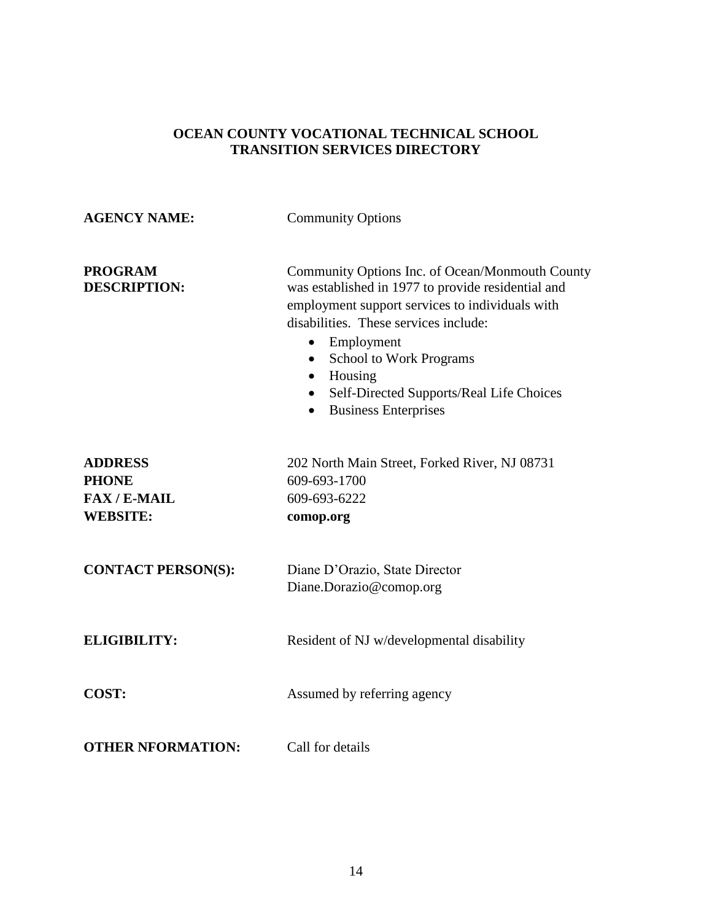**OCEAN COUNTY VOCATIONAL TECHNICAL SCHOOL**
**TRANSITION SERVICES DIRECTORY**

| | |
|---|---|
| **AGENCY NAME:** | Community Options |
| **PROGRAM DESCRIPTION:** | Community Options Inc. of Ocean/Monmouth County was established in 1977 to provide residential and employment support services to individuals with disabilities. These services include:<br>• Employment<br>• School to Work Programs<br>• Housing<br>• Self-Directed Supports/Real Life Choices<br>• Business Enterprises |
| **ADDRESS** | 202 North Main Street, Forked River, NJ 08731 |
| **PHONE** | 609-693-1700 |
| **FAX / E-MAIL** | 609-693-6222 |
| **WEBSITE:** | **comop.org** |
| **CONTACT PERSON(S):** | Diane D'Orazio, State Director<br>Diane.Dorazio@comop.org |
| **ELIGIBILITY:** | Resident of NJ w/developmental disability |
| **COST:** | Assumed by referring agency |
| **OTHER NFORMATION:** | Call for details |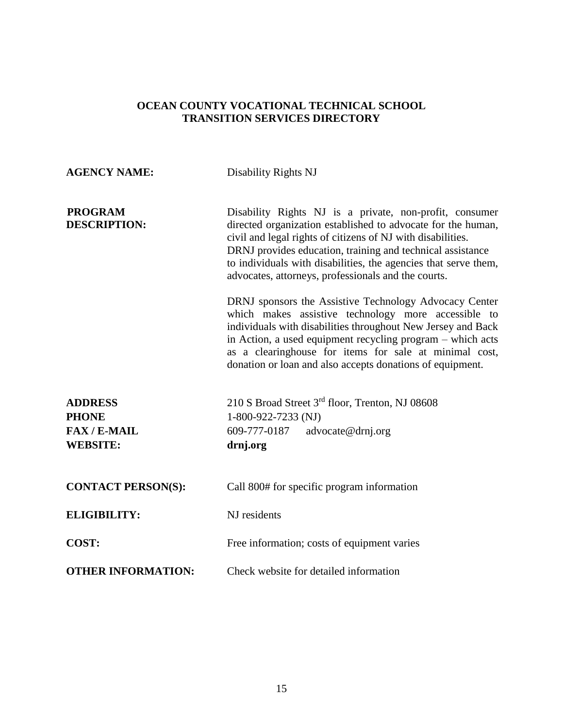## OCEAN COUNTY VOCATIONAL TECHNICAL SCHOOL
## TRANSITION SERVICES DIRECTORY

**AGENCY NAME:** Disability Rights NJ

**PROGRAM DESCRIPTION:** Disability Rights NJ is a private, non-profit, consumer directed organization established to advocate for the human, civil and legal rights of citizens of NJ with disabilities. DRNJ provides education, training and technical assistance to individuals with disabilities, the agencies that serve them, advocates, attorneys, professionals and the courts.

DRNJ sponsors the Assistive Technology Advocacy Center which makes assistive technology more accessible to individuals with disabilities throughout New Jersey and Back in Action, a used equipment recycling program – which acts as a clearinghouse for items for sale at minimal cost, donation or loan and also accepts donations of equipment.

**ADDRESS** 210 S Broad Street 3rd floor, Trenton, NJ 08608
**PHONE** 1-800-922-7233 (NJ)
**FAX / E-MAIL** 609-777-0187 advocate@drnj.org
**WEBSITE:** **drnj.org**

**CONTACT PERSON(S):** Call 800# for specific program information

**ELIGIBILITY:** NJ residents

**COST:** Free information; costs of equipment varies

**OTHER INFORMATION:** Check website for detailed information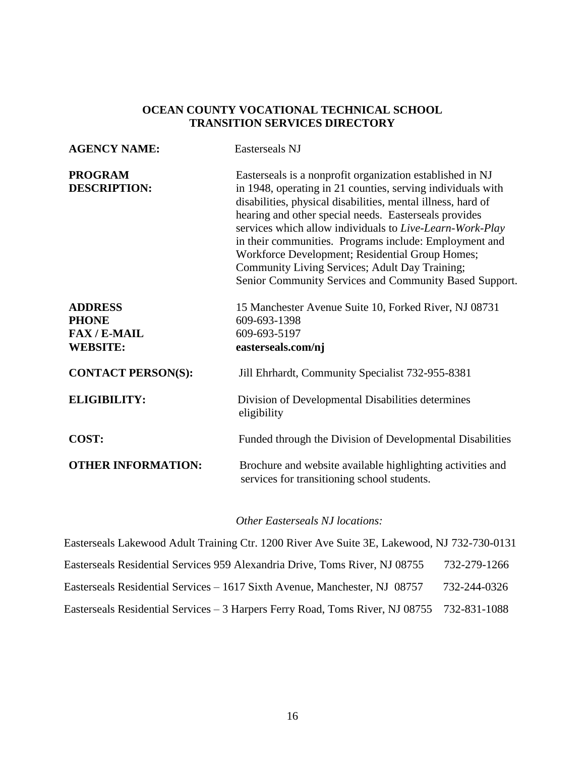## OCEAN COUNTY VOCATIONAL TECHNICAL SCHOOL
## TRANSITION SERVICES DIRECTORY

**AGENCY NAME:** Easterseals NJ

**PROGRAM DESCRIPTION:** Easterseals is a nonprofit organization established in NJ in 1948, operating in 21 counties, serving individuals with disabilities, physical disabilities, mental illness, hard of hearing and other special needs. Easterseals provides services which allow individuals to *Live-Learn-Work-Play* in their communities. Programs include: Employment and Workforce Development; Residential Group Homes; Community Living Services; Adult Day Training; Senior Community Services and Community Based Support.

**ADDRESS** 15 Manchester Avenue Suite 10, Forked River, NJ 08731
**PHONE** 609-693-1398
**FAX / E-MAIL** 609-693-5197
**WEBSITE:** **easterseals.com/nj**

**CONTACT PERSON(S):** Jill Ehrhardt, Community Specialist 732-955-8381

**ELIGIBILITY:** Division of Developmental Disabilities determines eligibility

**COST:** Funded through the Division of Developmental Disabilities

**OTHER INFORMATION:** Brochure and website available highlighting activities and services for transitioning school students.

*Other Easterseals NJ locations:*

Easterseals Lakewood Adult Training Ctr. 1200 River Ave Suite 3E, Lakewood, NJ 732-730-0131

Easterseals Residential Services 959 Alexandria Drive, Toms River, NJ 08755 732-279-1266

Easterseals Residential Services – 1617 Sixth Avenue, Manchester, NJ 08757 732-244-0326

Easterseals Residential Services – 3 Harpers Ferry Road, Toms River, NJ 08755 732-831-1088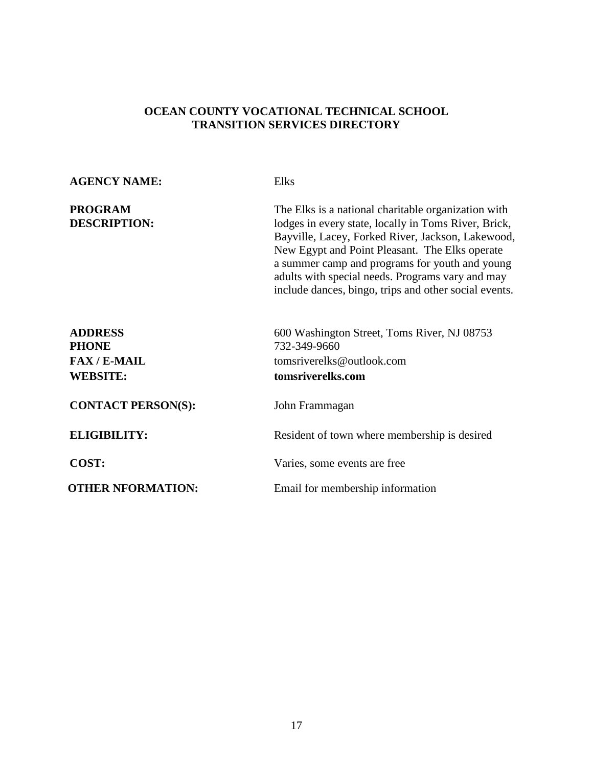**OCEAN COUNTY VOCATIONAL TECHNICAL SCHOOL**
**TRANSITION SERVICES DIRECTORY**

| | |
|---|---|
| **AGENCY NAME:** | Elks |
| **PROGRAM DESCRIPTION:** | The Elks is a national charitable organization with lodges in every state, locally in Toms River, Brick, Bayville, Lacey, Forked River, Jackson, Lakewood, New Egypt and Point Pleasant. The Elks operate a summer camp and programs for youth and young adults with special needs. Programs vary and may include dances, bingo, trips and other social events. |
| **ADDRESS** | 600 Washington Street, Toms River, NJ 08753 |
| **PHONE** | 732-349-9660 |
| **FAX / E-MAIL** | tomsriverelks@outlook.com |
| **WEBSITE:** | **tomsriverelks.com** |
| **CONTACT PERSON(S):** | John Frammagan |
| **ELIGIBILITY:** | Resident of town where membership is desired |
| **COST:** | Varies, some events are free |
| **OTHER NFORMATION:** | Email for membership information |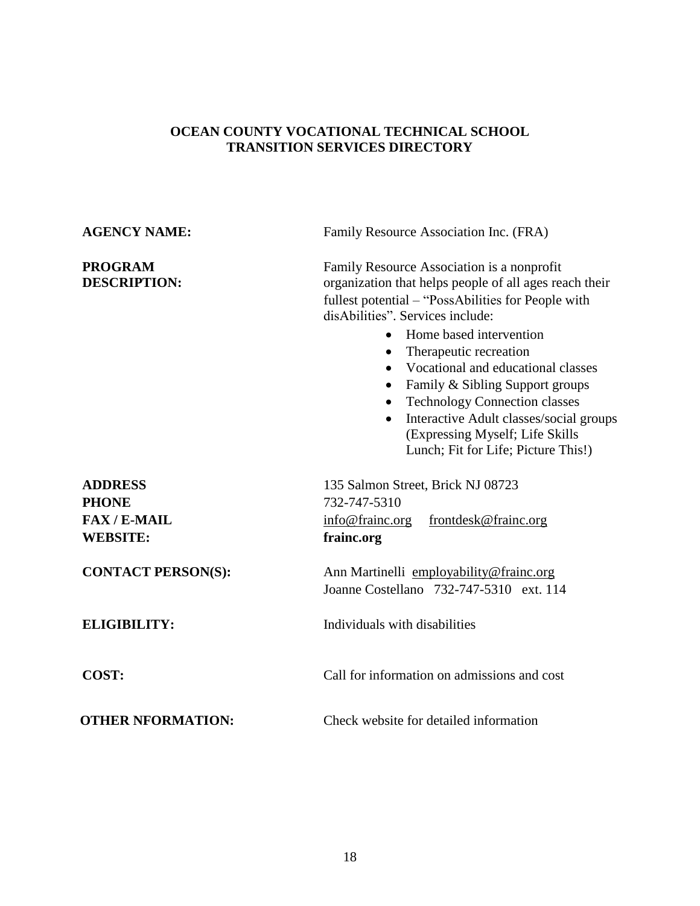**OCEAN COUNTY VOCATIONAL TECHNICAL SCHOOL**
**TRANSITION SERVICES DIRECTORY**

**AGENCY NAME:** Family Resource Association Inc. (FRA)

**PROGRAM DESCRIPTION:** Family Resource Association is a nonprofit organization that helps people of all ages reach their fullest potential – "PossAbilities for People with disAbilities". Services include:

- Home based intervention
- Therapeutic recreation
- Vocational and educational classes
- Family & Sibling Support groups
- Technology Connection classes
- Interactive Adult classes/social groups (Expressing Myself; Life Skills Lunch; Fit for Life; Picture This!)

**ADDRESS** 135 Salmon Street, Brick NJ 08723

**PHONE** 732-747-5310

**FAX / E-MAIL** info@frainc.org frontdesk@frainc.org

**WEBSITE:** **frainc.org**

**CONTACT PERSON(S):** Ann Martinelli employability@frainc.org
Joanne Costellano 732-747-5310 ext. 114

**ELIGIBILITY:** Individuals with disabilities

**COST:** Call for information on admissions and cost

**OTHER NFORMATION:** Check website for detailed information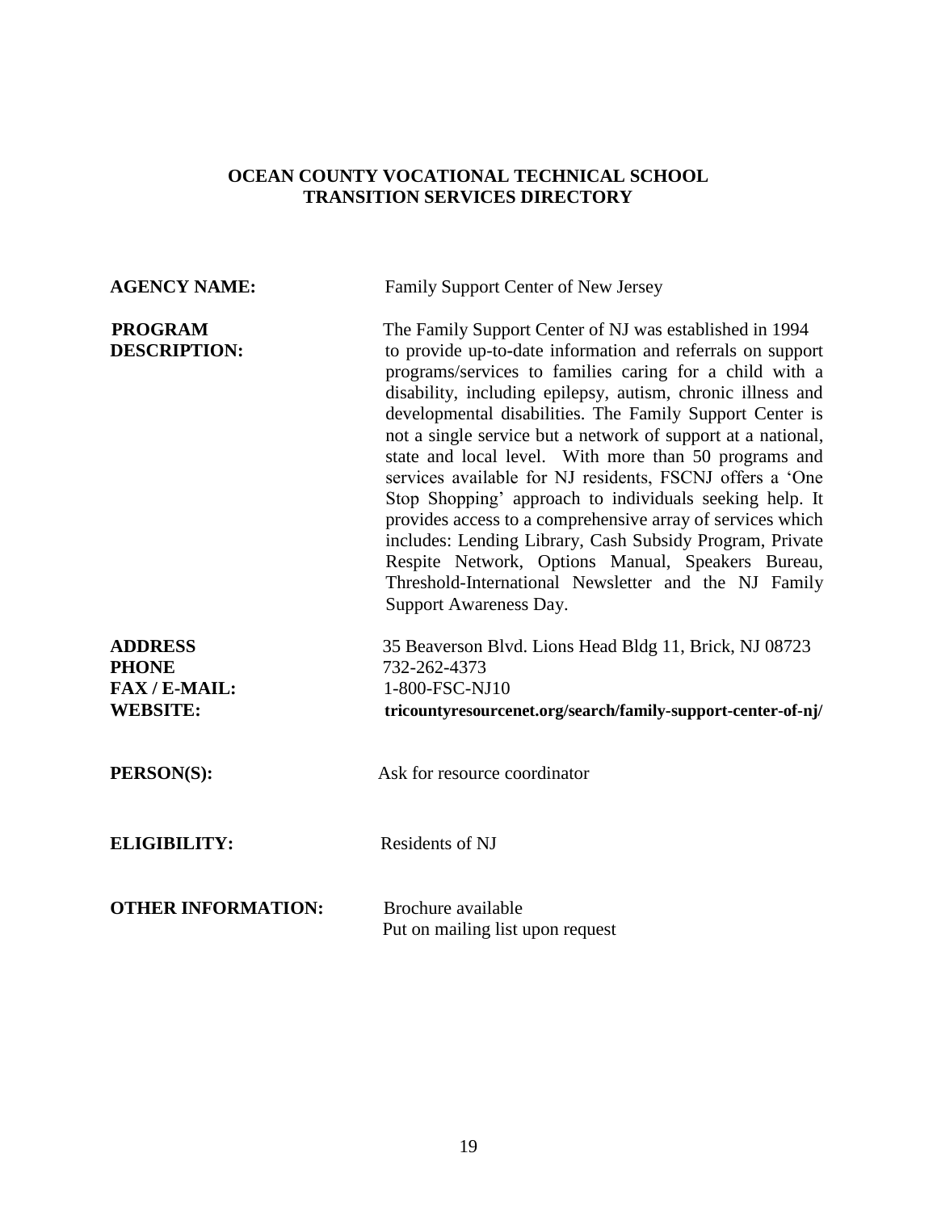# OCEAN COUNTY VOCATIONAL TECHNICAL SCHOOL
## TRANSITION SERVICES DIRECTORY

**AGENCY NAME:** Family Support Center of New Jersey

**PROGRAM DESCRIPTION:** The Family Support Center of NJ was established in 1994 to provide up-to-date information and referrals on support programs/services to families caring for a child with a disability, including epilepsy, autism, chronic illness and developmental disabilities. The Family Support Center is not a single service but a network of support at a national, state and local level. With more than 50 programs and services available for NJ residents, FSCNJ offers a 'One Stop Shopping' approach to individuals seeking help. It provides access to a comprehensive array of services which includes: Lending Library, Cash Subsidy Program, Private Respite Network, Options Manual, Speakers Bureau, Threshold-International Newsletter and the NJ Family Support Awareness Day.

**ADDRESS** 35 Beaverson Blvd. Lions Head Bldg 11, Brick, NJ 08723

**PHONE** 732-262-4373

**FAX / E-MAIL:** 1-800-FSC-NJ10

**WEBSITE:** **tricountyresourcenet.org/search/family-support-center-of-nj/**

**PERSON(S):** Ask for resource coordinator

**ELIGIBILITY:** Residents of NJ

**OTHER INFORMATION:** Brochure available
Put on mailing list upon request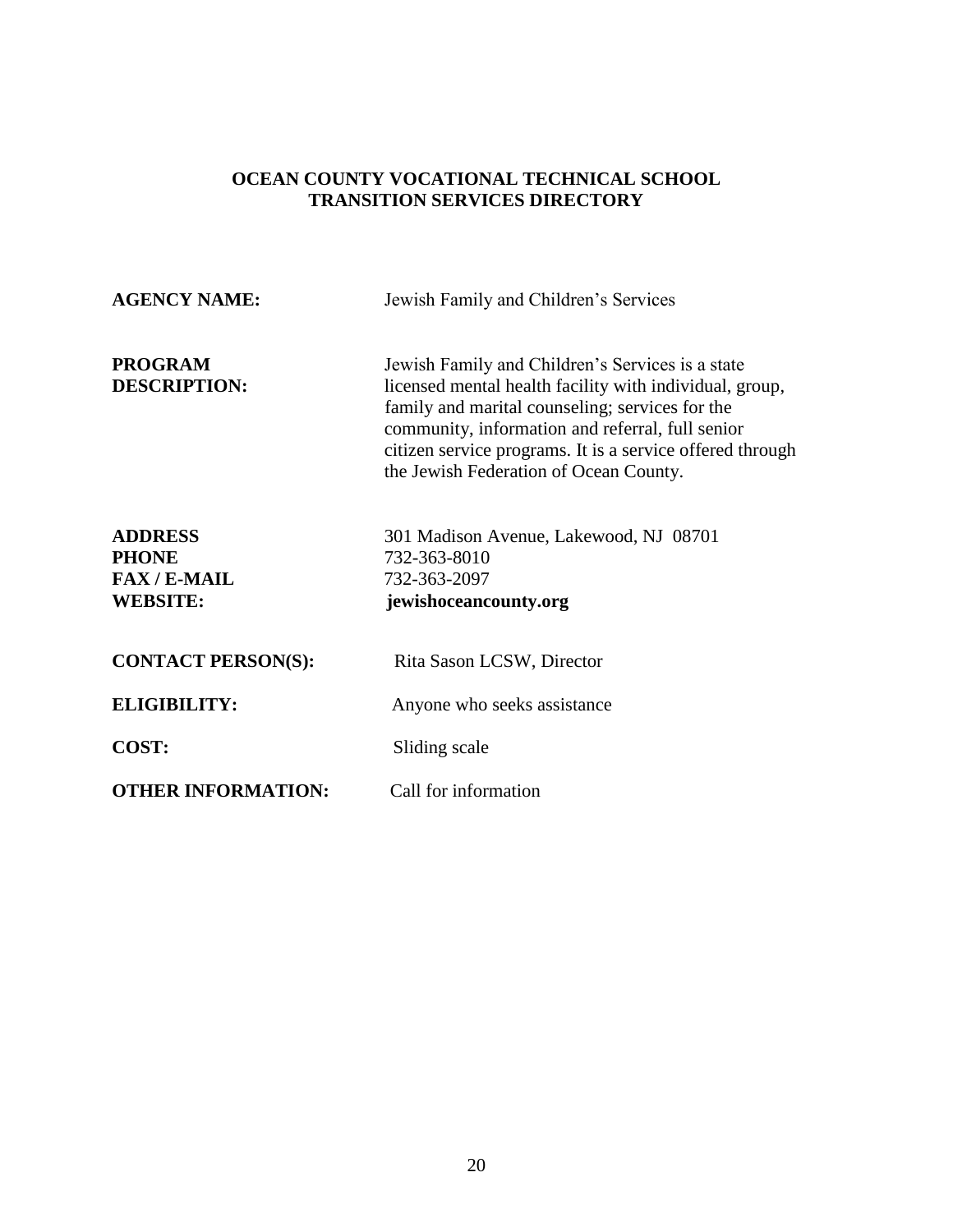## OCEAN COUNTY VOCATIONAL TECHNICAL SCHOOL
## TRANSITION SERVICES DIRECTORY

**AGENCY NAME:** Jewish Family and Children's Services

**PROGRAM DESCRIPTION:** Jewish Family and Children's Services is a state licensed mental health facility with individual, group, family and marital counseling; services for the community, information and referral, full senior citizen service programs. It is a service offered through the Jewish Federation of Ocean County.

**ADDRESS** 301 Madison Avenue, Lakewood, NJ 08701
**PHONE** 732-363-8010
**FAX / E-MAIL** 732-363-2097
**WEBSITE:** **jewishoceancounty.org**

**CONTACT PERSON(S):** Rita Sason LCSW, Director

**ELIGIBILITY:** Anyone who seeks assistance

**COST:** Sliding scale

**OTHER INFORMATION:** Call for information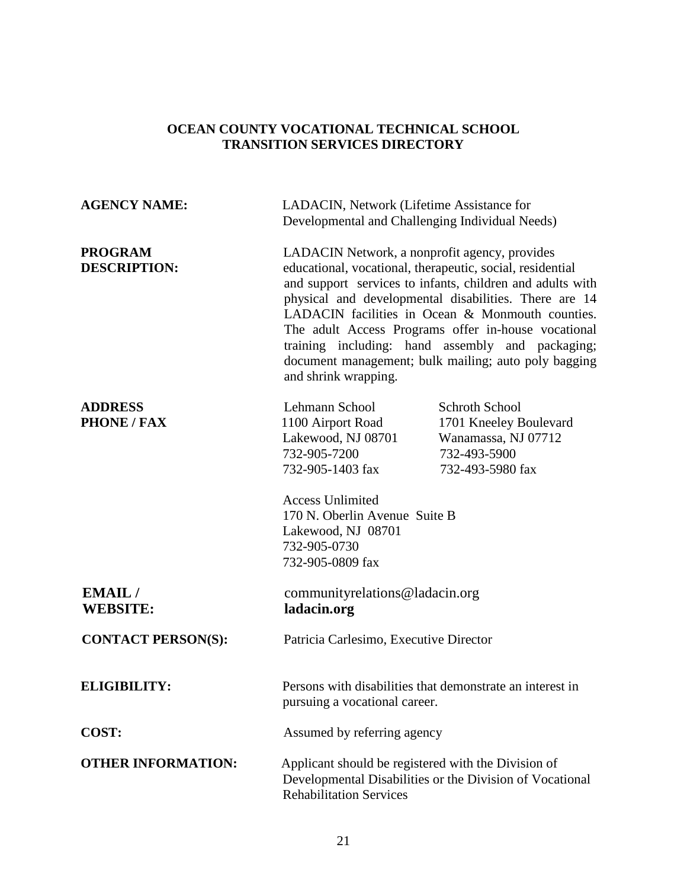**OCEAN COUNTY VOCATIONAL TECHNICAL SCHOOL**
**TRANSITION SERVICES DIRECTORY**

**AGENCY NAME:** LADACIN, Network (Lifetime Assistance for Developmental and Challenging Individual Needs)

**PROGRAM DESCRIPTION:** LADACIN Network, a nonprofit agency, provides educational, vocational, therapeutic, social, residential and support services to infants, children and adults with physical and developmental disabilities. There are 14 LADACIN facilities in Ocean & Monmouth counties. The adult Access Programs offer in-house vocational training including: hand assembly and packaging; document management; bulk mailing; auto poly bagging and shrink wrapping.

**ADDRESS PHONE / FAX:**

Lehmann School
1100 Airport Road
Lakewood, NJ 08701
732-905-7200
732-905-1403 fax

Schroth School
1701 Kneeley Boulevard
Wanamassa, NJ 07712
732-493-5900
732-493-5980 fax

Access Unlimited
170 N. Oberlin Avenue Suite B
Lakewood, NJ 08701
732-905-0730
732-905-0809 fax

**EMAIL / WEBSITE:** communityrelations@ladacin.org
**ladacin.org**

**CONTACT PERSON(S):** Patricia Carlesimo, Executive Director

**ELIGIBILITY:** Persons with disabilities that demonstrate an interest in pursuing a vocational career.

**COST:** Assumed by referring agency

**OTHER INFORMATION:** Applicant should be registered with the Division of Developmental Disabilities or the Division of Vocational Rehabilitation Services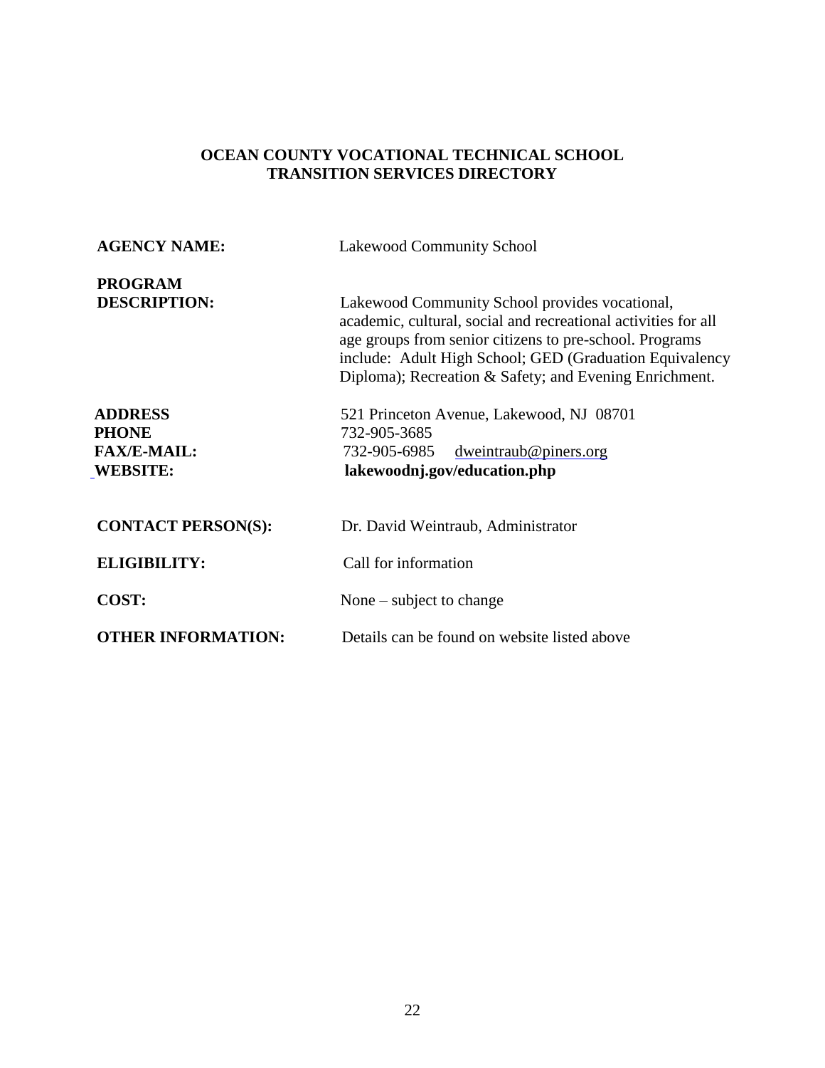## OCEAN COUNTY VOCATIONAL TECHNICAL SCHOOL
## TRANSITION SERVICES DIRECTORY

**AGENCY NAME:** Lakewood Community School

**PROGRAM DESCRIPTION:** Lakewood Community School provides vocational, academic, cultural, social and recreational activities for all age groups from senior citizens to pre-school. Programs include: Adult High School; GED (Graduation Equivalency Diploma); Recreation & Safety; and Evening Enrichment.

**ADDRESS** 521 Princeton Avenue, Lakewood, NJ 08701

**PHONE** 732-905-3685

**FAX/E-MAIL:** 732-905-6985 dweintraub@piners.org

**WEBSITE:** **lakewoodnj.gov/education.php**

**CONTACT PERSON(S):** Dr. David Weintraub, Administrator

**ELIGIBILITY:** Call for information

**COST:** None – subject to change

**OTHER INFORMATION:** Details can be found on website listed above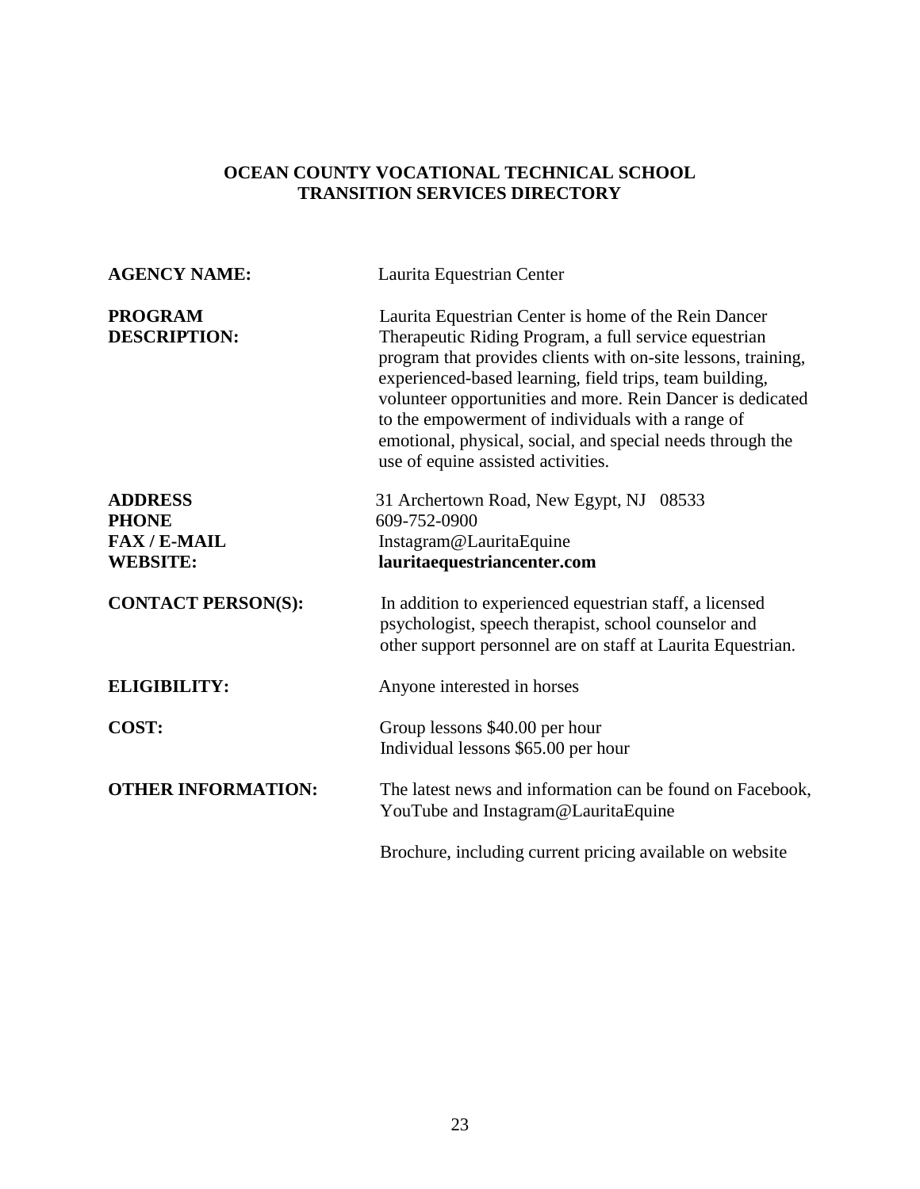**OCEAN COUNTY VOCATIONAL TECHNICAL SCHOOL**
**TRANSITION SERVICES DIRECTORY**

| | |
|---|---|
| **AGENCY NAME:** | Laurita Equestrian Center |
| **PROGRAM DESCRIPTION:** | Laurita Equestrian Center is home of the Rein Dancer Therapeutic Riding Program, a full service equestrian program that provides clients with on-site lessons, training, experienced-based learning, field trips, team building, volunteer opportunities and more. Rein Dancer is dedicated to the empowerment of individuals with a range of emotional, physical, social, and special needs through the use of equine assisted activities. |
| **ADDRESS** | 31 Archertown Road, New Egypt, NJ 08533 |
| **PHONE** | 609-752-0900 |
| **FAX / E-MAIL** | Instagram@LauritaEquine |
| **WEBSITE:** | **lauritaequestriancenter.com** |
| **CONTACT PERSON(S):** | In addition to experienced equestrian staff, a licensed psychologist, speech therapist, school counselor and other support personnel are on staff at Laurita Equestrian. |
| **ELIGIBILITY:** | Anyone interested in horses |
| **COST:** | Group lessons $40.00 per hour<br>Individual lessons $65.00 per hour |
| **OTHER INFORMATION:** | The latest news and information can be found on Facebook, YouTube and Instagram@LauritaEquine<br><br>Brochure, including current pricing available on website |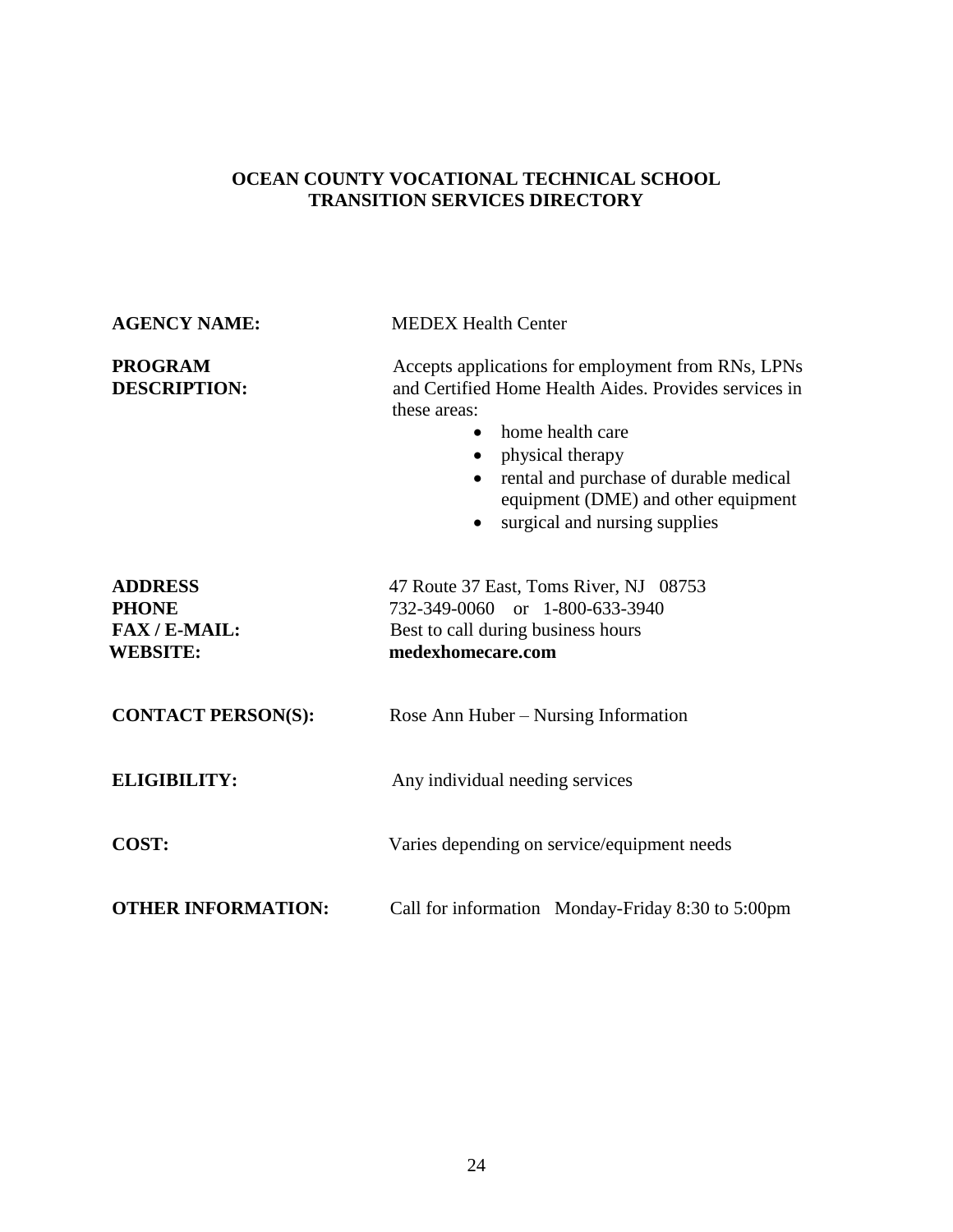## OCEAN COUNTY VOCATIONAL TECHNICAL SCHOOL
## TRANSITION SERVICES DIRECTORY

**AGENCY NAME:** MEDEX Health Center

**PROGRAM DESCRIPTION:** Accepts applications for employment from RNs, LPNs and Certified Home Health Aides. Provides services in these areas:

- home health care
- physical therapy
- rental and purchase of durable medical equipment (DME) and other equipment
- surgical and nursing supplies

**ADDRESS** 47 Route 37 East, Toms River, NJ 08753

**PHONE** 732-349-0060 or 1-800-633-3940

**FAX / E-MAIL:** Best to call during business hours

**WEBSITE:** **medexhomecare.com**

**CONTACT PERSON(S):** Rose Ann Huber – Nursing Information

**ELIGIBILITY:** Any individual needing services

**COST:** Varies depending on service/equipment needs

**OTHER INFORMATION:** Call for information Monday-Friday 8:30 to 5:00pm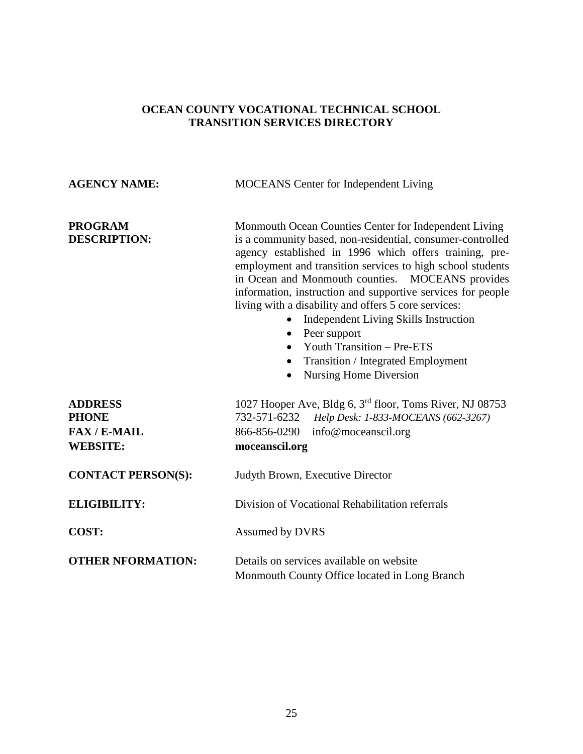**OCEAN COUNTY VOCATIONAL TECHNICAL SCHOOL**
**TRANSITION SERVICES DIRECTORY**

**AGENCY NAME:** MOCEANS Center for Independent Living

**PROGRAM DESCRIPTION:** Monmouth Ocean Counties Center for Independent Living is a community based, non-residential, consumer-controlled agency established in 1996 which offers training, pre-employment and transition services to high school students in Ocean and Monmouth counties. MOCEANS provides information, instruction and supportive services for people living with a disability and offers 5 core services:

- Independent Living Skills Instruction
- Peer support
- Youth Transition – Pre-ETS
- Transition / Integrated Employment
- Nursing Home Diversion

**ADDRESS** 1027 Hooper Ave, Bldg 6, 3rd floor, Toms River, NJ 08753
**PHONE** 732-571-6232 *Help Desk: 1-833-MOCEANS (662-3267)*
**FAX / E-MAIL** 866-856-0290 info@moceanscil.org
**WEBSITE:** **moceanscil.org**

**CONTACT PERSON(S):** Judyth Brown, Executive Director

**ELIGIBILITY:** Division of Vocational Rehabilitation referrals

**COST:** Assumed by DVRS

**OTHER NFORMATION:** Details on services available on website
Monmouth County Office located in Long Branch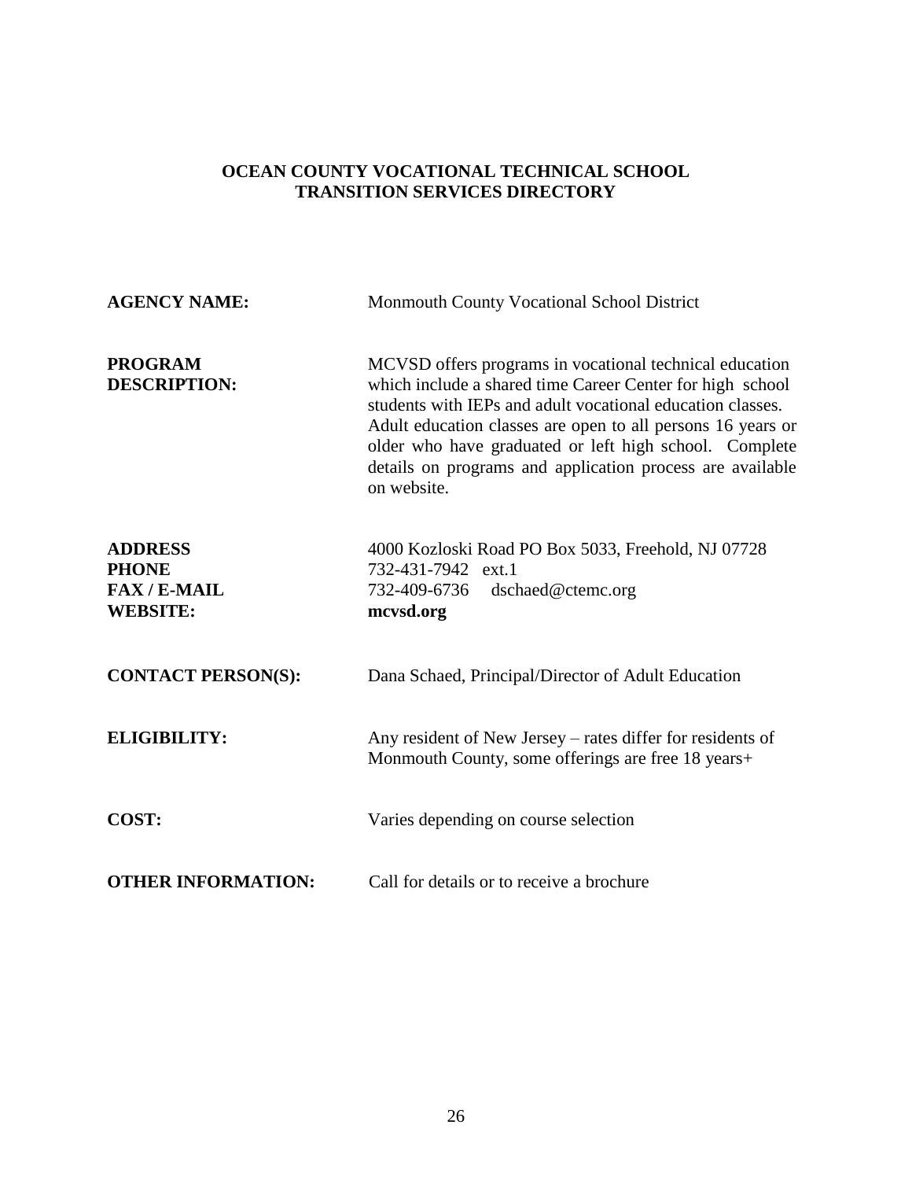## OCEAN COUNTY VOCATIONAL TECHNICAL SCHOOL
## TRANSITION SERVICES DIRECTORY

**AGENCY NAME:** Monmouth County Vocational School District

**PROGRAM DESCRIPTION:** MCVSD offers programs in vocational technical education which include a shared time Career Center for high school students with IEPs and adult vocational education classes. Adult education classes are open to all persons 16 years or older who have graduated or left high school. Complete details on programs and application process are available on website.

**ADDRESS** 4000 Kozloski Road PO Box 5033, Freehold, NJ 07728
**PHONE** 732-431-7942 ext.1
**FAX / E-MAIL** 732-409-6736 dschaed@ctemc.org
**WEBSITE:** **mcvsd.org**

**CONTACT PERSON(S):** Dana Schaed, Principal/Director of Adult Education

**ELIGIBILITY:** Any resident of New Jersey – rates differ for residents of Monmouth County, some offerings are free 18 years+

**COST:** Varies depending on course selection

**OTHER INFORMATION:** Call for details or to receive a brochure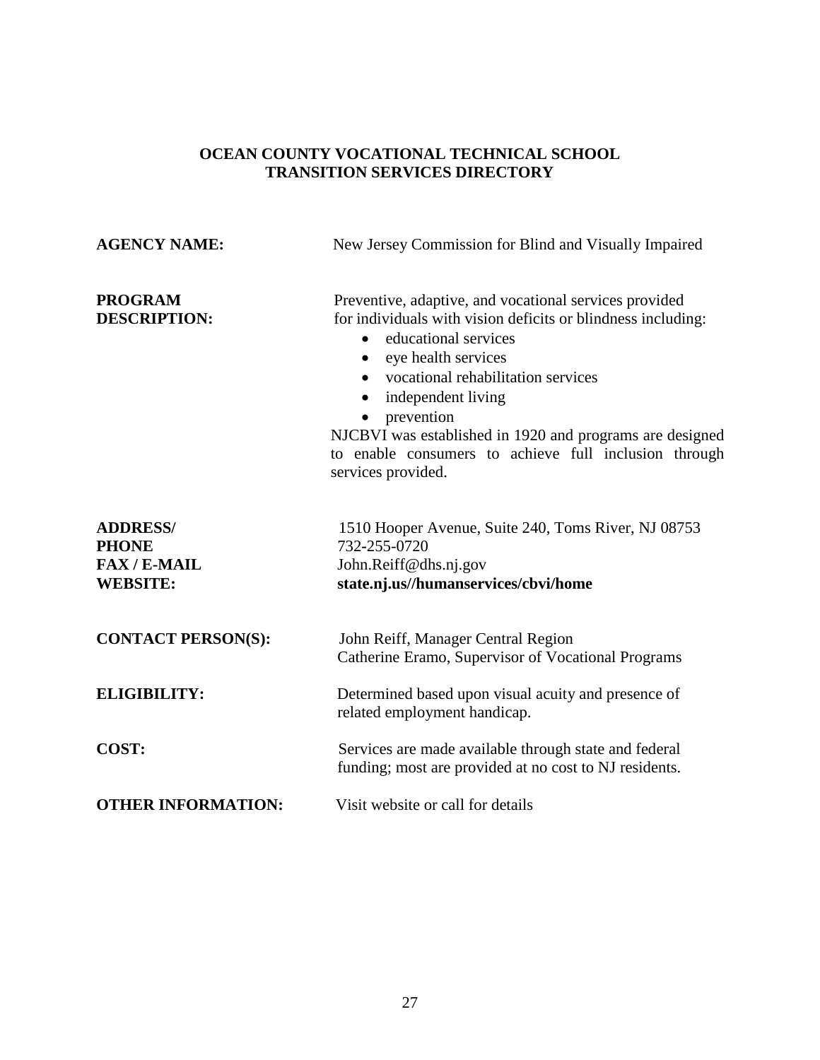## OCEAN COUNTY VOCATIONAL TECHNICAL SCHOOL
## TRANSITION SERVICES DIRECTORY

**AGENCY NAME:** New Jersey Commission for Blind and Visually Impaired

**PROGRAM DESCRIPTION:** Preventive, adaptive, and vocational services provided for individuals with vision deficits or blindness including:

- educational services
- eye health services
- vocational rehabilitation services
- independent living
- prevention

NJCBVI was established in 1920 and programs are designed to enable consumers to achieve full inclusion through services provided.

**ADDRESS/ PHONE FAX / E-MAIL WEBSITE:**
1510 Hooper Avenue, Suite 240, Toms River, NJ 08753
732-255-0720
John.Reiff@dhs.nj.gov
**state.nj.us//humanservices/cbvi/home**

**CONTACT PERSON(S):** John Reiff, Manager Central Region
Catherine Eramo, Supervisor of Vocational Programs

**ELIGIBILITY:** Determined based upon visual acuity and presence of related employment handicap.

**COST:** Services are made available through state and federal funding; most are provided at no cost to NJ residents.

**OTHER INFORMATION:** Visit website or call for details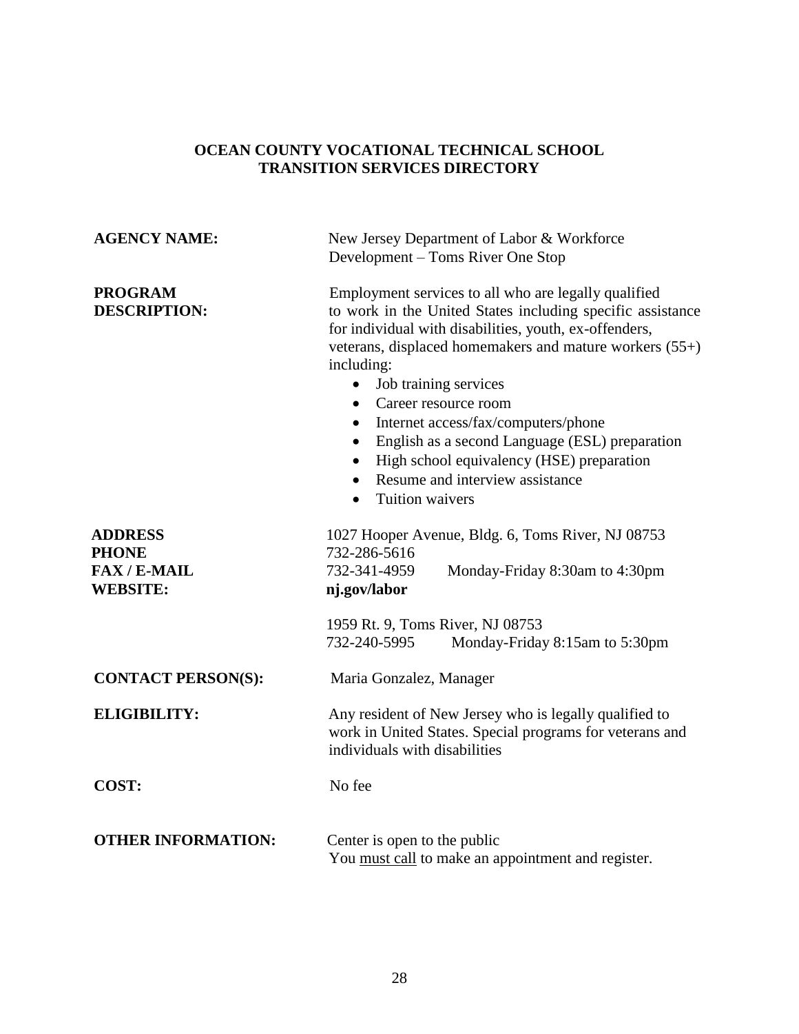## OCEAN COUNTY VOCATIONAL TECHNICAL SCHOOL
## TRANSITION SERVICES DIRECTORY

**AGENCY NAME:** New Jersey Department of Labor & Workforce Development – Toms River One Stop

**PROGRAM DESCRIPTION:** Employment services to all who are legally qualified to work in the United States including specific assistance for individual with disabilities, youth, ex-offenders, veterans, displaced homemakers and mature workers (55+) including:

- Job training services
- Career resource room
- Internet access/fax/computers/phone
- English as a second Language (ESL) preparation
- High school equivalency (HSE) preparation
- Resume and interview assistance
- Tuition waivers

**ADDRESS:** 1027 Hooper Avenue, Bldg. 6, Toms River, NJ 08753
**PHONE:** 732-286-5616
**FAX / E-MAIL:** 732-341-4959 Monday-Friday 8:30am to 4:30pm
**WEBSITE:** **nj.gov/labor**

1959 Rt. 9, Toms River, NJ 08753
732-240-5995 Monday-Friday 8:15am to 5:30pm

**CONTACT PERSON(S):** Maria Gonzalez, Manager

**ELIGIBILITY:** Any resident of New Jersey who is legally qualified to work in United States. Special programs for veterans and individuals with disabilities

**COST:** No fee

**OTHER INFORMATION:** Center is open to the public
You must call to make an appointment and register.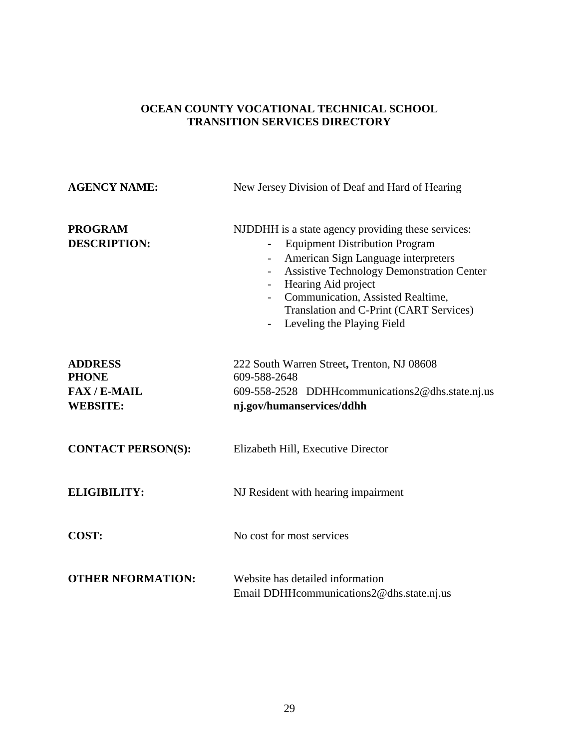**OCEAN COUNTY VOCATIONAL TECHNICAL SCHOOL**
**TRANSITION SERVICES DIRECTORY**

| | |
|---|---|
| **AGENCY NAME:** | New Jersey Division of Deaf and Hard of Hearing |
| **PROGRAM DESCRIPTION:** | NJDDHH is a state agency providing these services:<br>- Equipment Distribution Program<br>- American Sign Language interpreters<br>- Assistive Technology Demonstration Center<br>- Hearing Aid project<br>- Communication, Assisted Realtime, Translation and C-Print (CART Services)<br>- Leveling the Playing Field |
| **ADDRESS** | 222 South Warren Street**,** Trenton, NJ 08608 |
| **PHONE** | 609-588-2648 |
| **FAX / E-MAIL** | 609-558-2528 DDHHcommunications2@dhs.state.nj.us |
| **WEBSITE:** | **nj.gov/humanservices/ddhh** |
| **CONTACT PERSON(S):** | Elizabeth Hill, Executive Director |
| **ELIGIBILITY:** | NJ Resident with hearing impairment |
| **COST:** | No cost for most services |
| **OTHER NFORMATION:** | Website has detailed information<br>Email DDHHcommunications2@dhs.state.nj.us |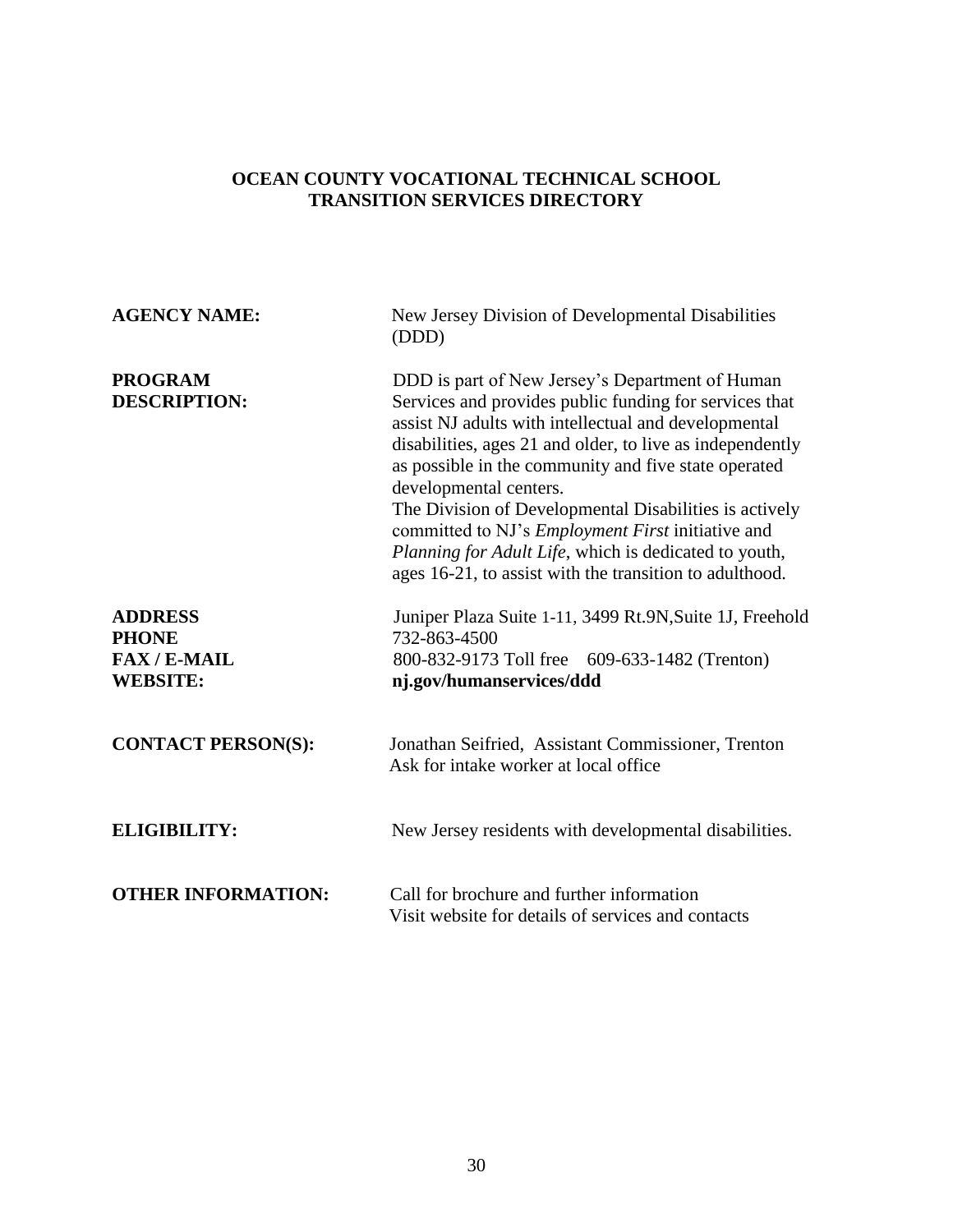# OCEAN COUNTY VOCATIONAL TECHNICAL SCHOOL
# TRANSITION SERVICES DIRECTORY

**AGENCY NAME:** New Jersey Division of Developmental Disabilities (DDD)

**PROGRAM DESCRIPTION:** DDD is part of New Jersey's Department of Human Services and provides public funding for services that assist NJ adults with intellectual and developmental disabilities, ages 21 and older, to live as independently as possible in the community and five state operated developmental centers.
The Division of Developmental Disabilities is actively committed to NJ's *Employment First* initiative and *Planning for Adult Life*, which is dedicated to youth, ages 16-21, to assist with the transition to adulthood.

**ADDRESS** Juniper Plaza Suite 1-11, 3499 Rt.9N,Suite 1J, Freehold
**PHONE** 732-863-4500
**FAX / E-MAIL** 800-832-9173 Toll free 609-633-1482 (Trenton)
**WEBSITE:** **nj.gov/humanservices/ddd**

**CONTACT PERSON(S):** Jonathan Seifried, Assistant Commissioner, Trenton
Ask for intake worker at local office

**ELIGIBILITY:** New Jersey residents with developmental disabilities.

**OTHER INFORMATION:** Call for brochure and further information
Visit website for details of services and contacts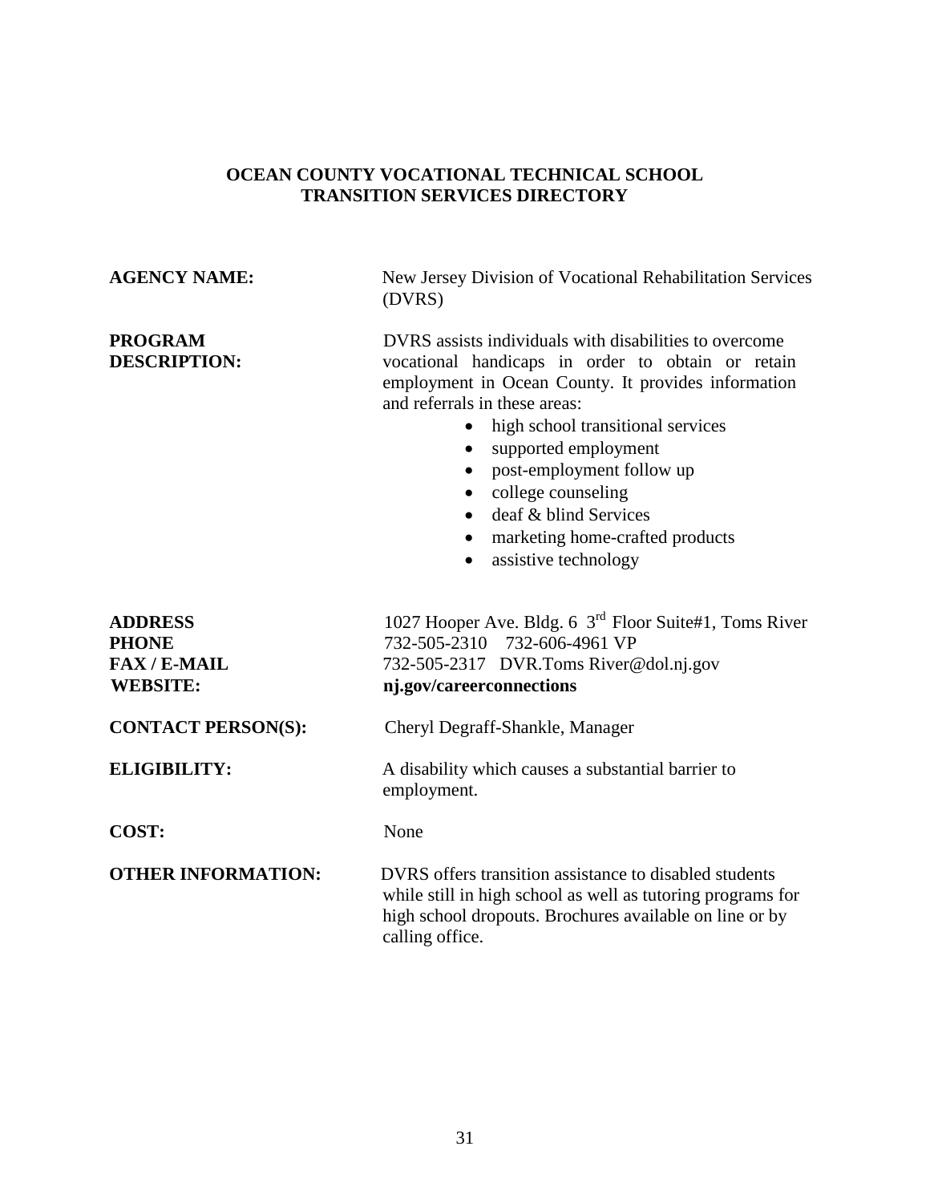# OCEAN COUNTY VOCATIONAL TECHNICAL SCHOOL
## TRANSITION SERVICES DIRECTORY

**AGENCY NAME:** New Jersey Division of Vocational Rehabilitation Services (DVRS)

**PROGRAM DESCRIPTION:** DVRS assists individuals with disabilities to overcome vocational handicaps in order to obtain or retain employment in Ocean County. It provides information and referrals in these areas:

- high school transitional services
- supported employment
- post-employment follow up
- college counseling
- deaf & blind Services
- marketing home-crafted products
- assistive technology

**ADDRESS** 1027 Hooper Ave. Bldg. 6 3rd Floor Suite#1, Toms River
**PHONE** 732-505-2310 732-606-4961 VP
**FAX / E-MAIL** 732-505-2317 DVR.Toms River@dol.nj.gov
**WEBSITE:** **nj.gov/careerconnections**

**CONTACT PERSON(S):** Cheryl Degraff-Shankle, Manager

**ELIGIBILITY:** A disability which causes a substantial barrier to employment.

**COST:** None

**OTHER INFORMATION:** DVRS offers transition assistance to disabled students while still in high school as well as tutoring programs for high school dropouts. Brochures available on line or by calling office.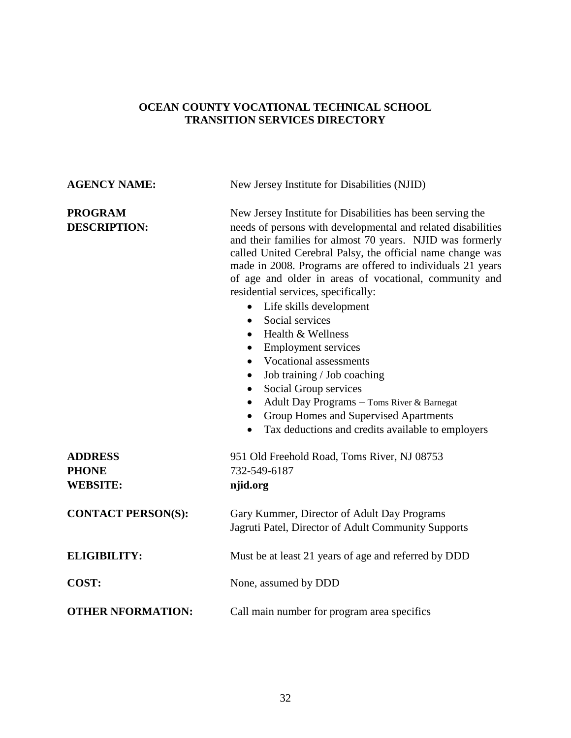**OCEAN COUNTY VOCATIONAL TECHNICAL SCHOOL**
**TRANSITION SERVICES DIRECTORY**

**AGENCY NAME:** New Jersey Institute for Disabilities (NJID)

**PROGRAM DESCRIPTION:** New Jersey Institute for Disabilities has been serving the needs of persons with developmental and related disabilities and their families for almost 70 years. NJID was formerly called United Cerebral Palsy, the official name change was made in 2008. Programs are offered to individuals 21 years of age and older in areas of vocational, community and residential services, specifically:

- Life skills development
- Social services
- Health & Wellness
- Employment services
- Vocational assessments
- Job training / Job coaching
- Social Group services
- Adult Day Programs – Toms River & Barnegat
- Group Homes and Supervised Apartments
- Tax deductions and credits available to employers

**ADDRESS** 951 Old Freehold Road, Toms River, NJ 08753
**PHONE** 732-549-6187
**WEBSITE:** **njid.org**

**CONTACT PERSON(S):** Gary Kummer, Director of Adult Day Programs
Jagruti Patel, Director of Adult Community Supports

**ELIGIBILITY:** Must be at least 21 years of age and referred by DDD

**COST:** None, assumed by DDD

**OTHER NFORMATION:** Call main number for program area specifics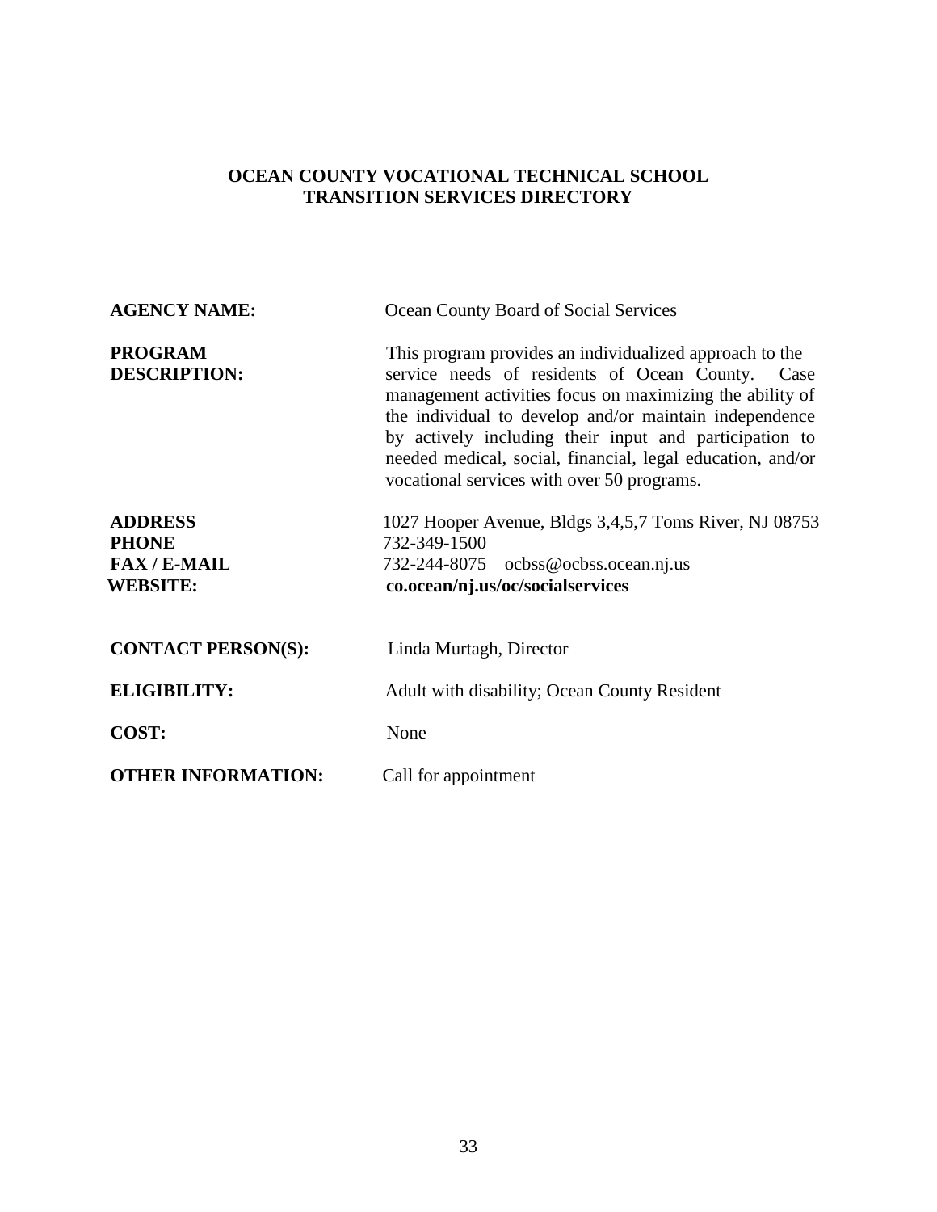**OCEAN COUNTY VOCATIONAL TECHNICAL SCHOOL**
**TRANSITION SERVICES DIRECTORY**

**AGENCY NAME:** Ocean County Board of Social Services

**PROGRAM DESCRIPTION:** This program provides an individualized approach to the service needs of residents of Ocean County. Case management activities focus on maximizing the ability of the individual to develop and/or maintain independence by actively including their input and participation to needed medical, social, financial, legal education, and/or vocational services with over 50 programs.

**ADDRESS** 1027 Hooper Avenue, Bldgs 3,4,5,7 Toms River, NJ 08753
**PHONE** 732-349-1500
**FAX / E-MAIL** 732-244-8075 ocbss@ocbss.ocean.nj.us
**WEBSITE:** **co.ocean/nj.us/oc/socialservices**

**CONTACT PERSON(S):** Linda Murtagh, Director

**ELIGIBILITY:** Adult with disability; Ocean County Resident

**COST:** None

**OTHER INFORMATION:** Call for appointment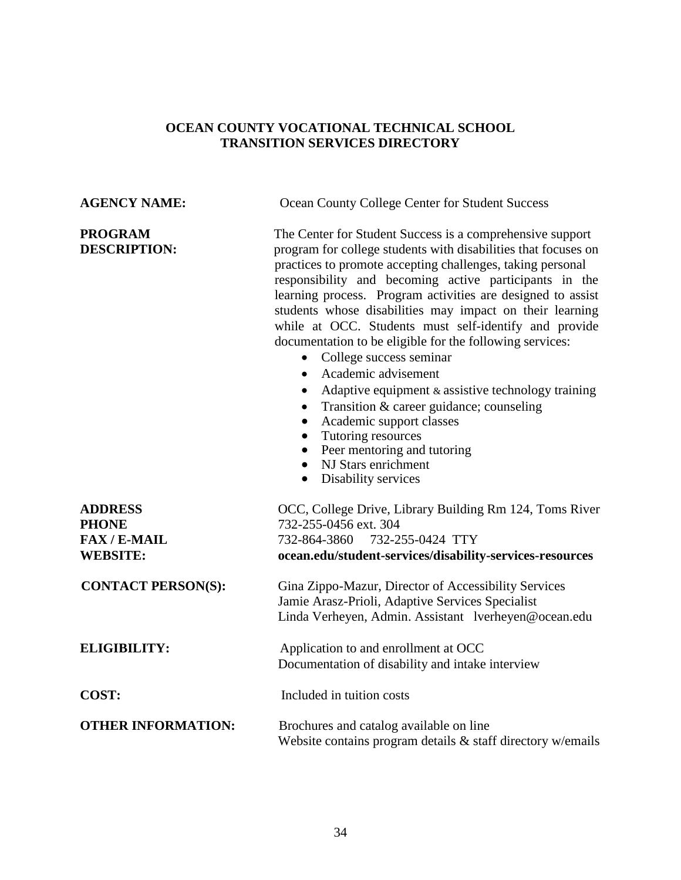**OCEAN COUNTY VOCATIONAL TECHNICAL SCHOOL**
**TRANSITION SERVICES DIRECTORY**

**AGENCY NAME:** Ocean County College Center for Student Success

**PROGRAM DESCRIPTION:** The Center for Student Success is a comprehensive support program for college students with disabilities that focuses on practices to promote accepting challenges, taking personal responsibility and becoming active participants in the learning process. Program activities are designed to assist students whose disabilities may impact on their learning while at OCC. Students must self-identify and provide documentation to be eligible for the following services:

- College success seminar
- Academic advisement
- Adaptive equipment & assistive technology training
- Transition & career guidance; counseling
- Academic support classes
- Tutoring resources
- Peer mentoring and tutoring
- NJ Stars enrichment
- Disability services

**ADDRESS** OCC, College Drive, Library Building Rm 124, Toms River
**PHONE** 732-255-0456 ext. 304
**FAX / E-MAIL** 732-864-3860 732-255-0424 TTY
**WEBSITE:** **ocean.edu/student-services/disability-services-resources**

**CONTACT PERSON(S):** Gina Zippo-Mazur, Director of Accessibility Services
Jamie Arasz-Prioli, Adaptive Services Specialist
Linda Verheyen, Admin. Assistant lverheyen@ocean.edu

**ELIGIBILITY:** Application to and enrollment at OCC
Documentation of disability and intake interview

**COST:** Included in tuition costs

**OTHER INFORMATION:** Brochures and catalog available on line
Website contains program details & staff directory w/emails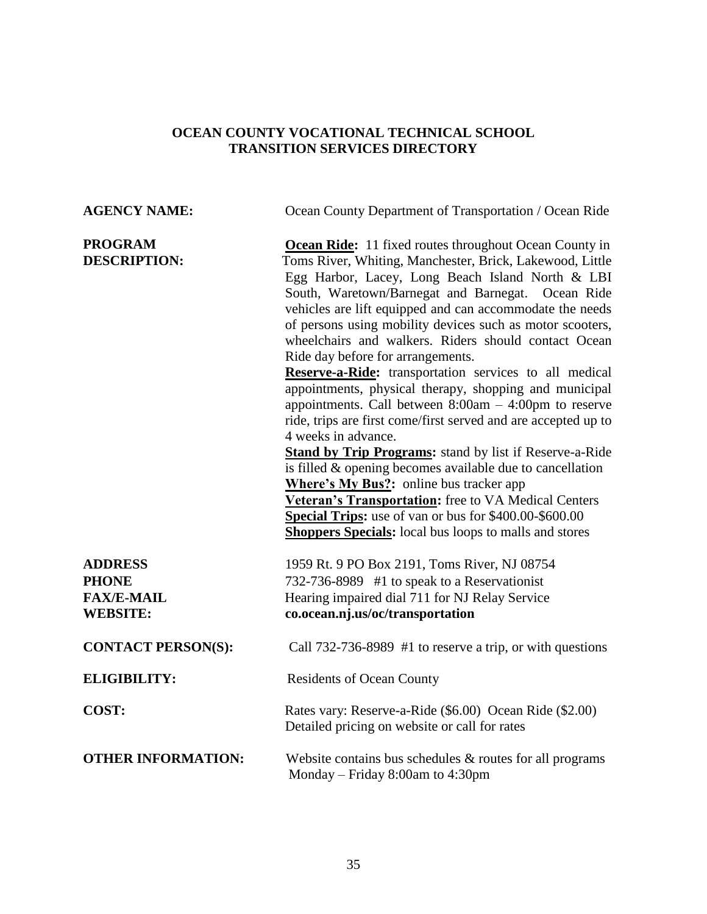## OCEAN COUNTY VOCATIONAL TECHNICAL SCHOOL
## TRANSITION SERVICES DIRECTORY

**AGENCY NAME:** Ocean County Department of Transportation / Ocean Ride

**PROGRAM DESCRIPTION:**

**Ocean Ride:** 11 fixed routes throughout Ocean County in Toms River, Whiting, Manchester, Brick, Lakewood, Little Egg Harbor, Lacey, Long Beach Island North & LBI South, Waretown/Barnegat and Barnegat. Ocean Ride vehicles are lift equipped and can accommodate the needs of persons using mobility devices such as motor scooters, wheelchairs and walkers. Riders should contact Ocean Ride day before for arrangements.

**Reserve-a-Ride:** transportation services to all medical appointments, physical therapy, shopping and municipal appointments. Call between 8:00am – 4:00pm to reserve ride, trips are first come/first served and are accepted up to 4 weeks in advance.

**Stand by Trip Programs:** stand by list if Reserve-a-Ride is filled & opening becomes available due to cancellation

**Where's My Bus?:** online bus tracker app

**Veteran's Transportation:** free to VA Medical Centers

**Special Trips:** use of van or bus for $400.00-$600.00

**Shoppers Specials:** local bus loops to malls and stores

**ADDRESS** 1959 Rt. 9 PO Box 2191, Toms River, NJ 08754

**PHONE** 732-736-8989 #1 to speak to a Reservationist

**FAX/E-MAIL** Hearing impaired dial 711 for NJ Relay Service

**WEBSITE:** **co.ocean.nj.us/oc/transportation**

**CONTACT PERSON(S):** Call 732-736-8989 #1 to reserve a trip, or with questions

**ELIGIBILITY:** Residents of Ocean County

**COST:** Rates vary: Reserve-a-Ride ($6.00) Ocean Ride ($2.00)
Detailed pricing on website or call for rates

**OTHER INFORMATION:** Website contains bus schedules & routes for all programs
Monday – Friday 8:00am to 4:30pm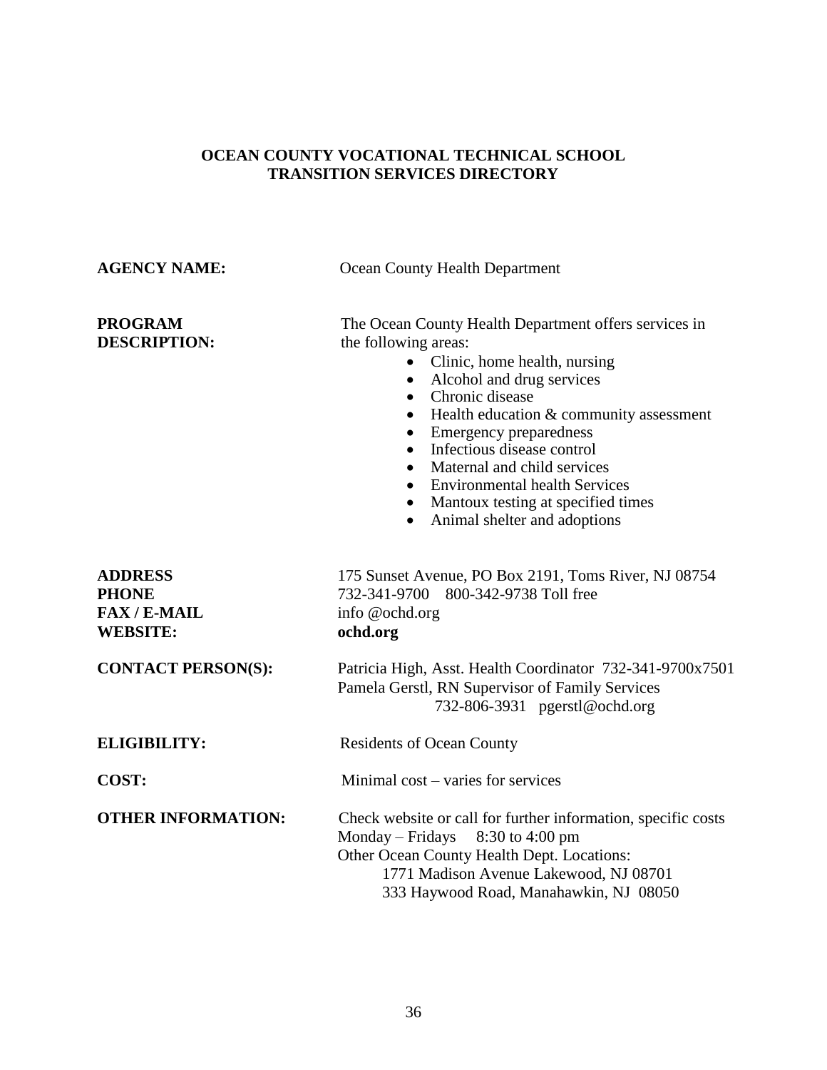# OCEAN COUNTY VOCATIONAL TECHNICAL SCHOOL
# TRANSITION SERVICES DIRECTORY

**AGENCY NAME:** Ocean County Health Department

**PROGRAM DESCRIPTION:** The Ocean County Health Department offers services in the following areas:

- Clinic, home health, nursing
- Alcohol and drug services
- Chronic disease
- Health education & community assessment
- Emergency preparedness
- Infectious disease control
- Maternal and child services
- Environmental health Services
- Mantoux testing at specified times
- Animal shelter and adoptions

**ADDRESS** 175 Sunset Avenue, PO Box 2191, Toms River, NJ 08754
**PHONE** 732-341-9700 800-342-9738 Toll free
**FAX / E-MAIL** info @ochd.org
**WEBSITE:** **ochd.org**

**CONTACT PERSON(S):** Patricia High, Asst. Health Coordinator 732-341-9700x7501
Pamela Gerstl, RN Supervisor of Family Services
732-806-3931 pgerstl@ochd.org

**ELIGIBILITY:** Residents of Ocean County

**COST:** Minimal cost – varies for services

**OTHER INFORMATION:** Check website or call for further information, specific costs
Monday – Fridays 8:30 to 4:00 pm
Other Ocean County Health Dept. Locations:
1771 Madison Avenue Lakewood, NJ 08701
333 Haywood Road, Manahawkin, NJ 08050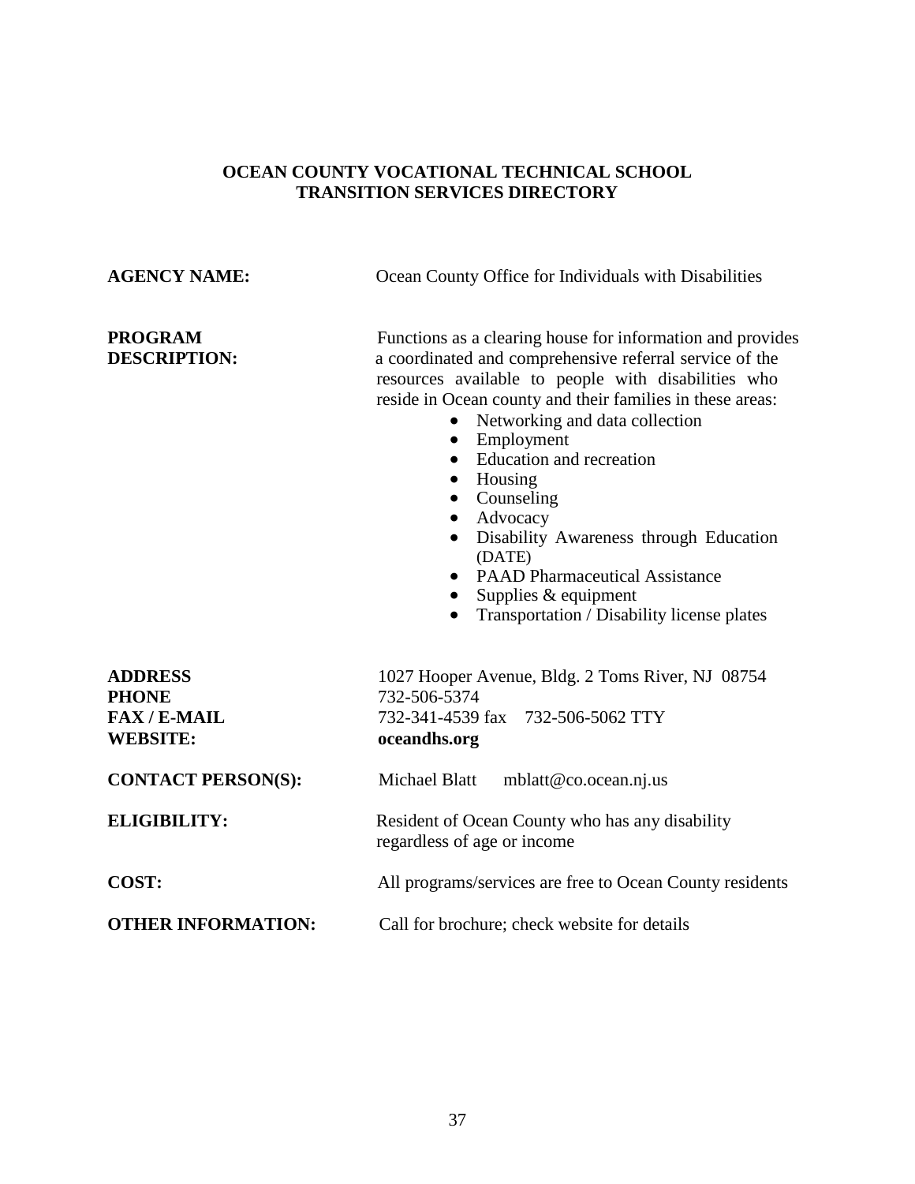# OCEAN COUNTY VOCATIONAL TECHNICAL SCHOOL
## TRANSITION SERVICES DIRECTORY

**AGENCY NAME:** Ocean County Office for Individuals with Disabilities

**PROGRAM DESCRIPTION:** Functions as a clearing house for information and provides a coordinated and comprehensive referral service of the resources available to people with disabilities who reside in Ocean county and their families in these areas:

- Networking and data collection
- Employment
- Education and recreation
- Housing
- Counseling
- Advocacy
- Disability Awareness through Education (DATE)
- PAAD Pharmaceutical Assistance
- Supplies & equipment
- Transportation / Disability license plates

**ADDRESS** 1027 Hooper Avenue, Bldg. 2 Toms River, NJ 08754
**PHONE** 732-506-5374
**FAX / E-MAIL** 732-341-4539 fax 732-506-5062 TTY
**WEBSITE:** **oceandhs.org**

**CONTACT PERSON(S):** Michael Blatt mblatt@co.ocean.nj.us

**ELIGIBILITY:** Resident of Ocean County who has any disability regardless of age or income

**COST:** All programs/services are free to Ocean County residents

**OTHER INFORMATION:** Call for brochure; check website for details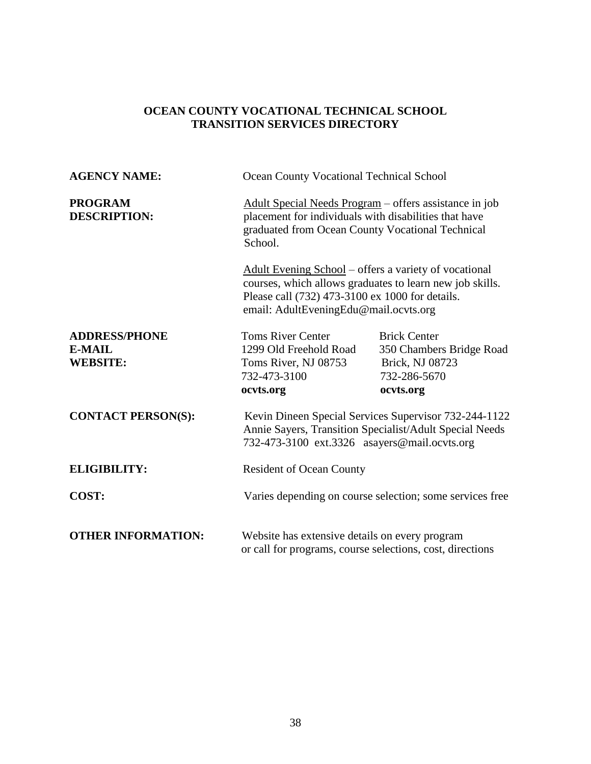## OCEAN COUNTY VOCATIONAL TECHNICAL SCHOOL
## TRANSITION SERVICES DIRECTORY

**AGENCY NAME:** Ocean County Vocational Technical School

**PROGRAM DESCRIPTION:**

Adult Special Needs Program – offers assistance in job placement for individuals with disabilities that have graduated from Ocean County Vocational Technical School.

Adult Evening School – offers a variety of vocational courses, which allows graduates to learn new job skills. Please call (732) 473-3100 ex 1000 for details. email: AdultEveningEdu@mail.ocvts.org

**ADDRESS/PHONE E-MAIL WEBSITE:**

| Toms River Center | Brick Center |
|---|---|
| 1299 Old Freehold Road | 350 Chambers Bridge Road |
| Toms River, NJ 08753 | Brick, NJ 08723 |
| 732-473-3100 | 732-286-5670 |
| **ocvts.org** | **ocvts.org** |

**CONTACT PERSON(S):**

Kevin Dineen Special Services Supervisor 732-244-1122
Annie Sayers, Transition Specialist/Adult Special Needs 732-473-3100 ext.3326 asayers@mail.ocvts.org

**ELIGIBILITY:** Resident of Ocean County

**COST:** Varies depending on course selection; some services free

**OTHER INFORMATION:** Website has extensive details on every program or call for programs, course selections, cost, directions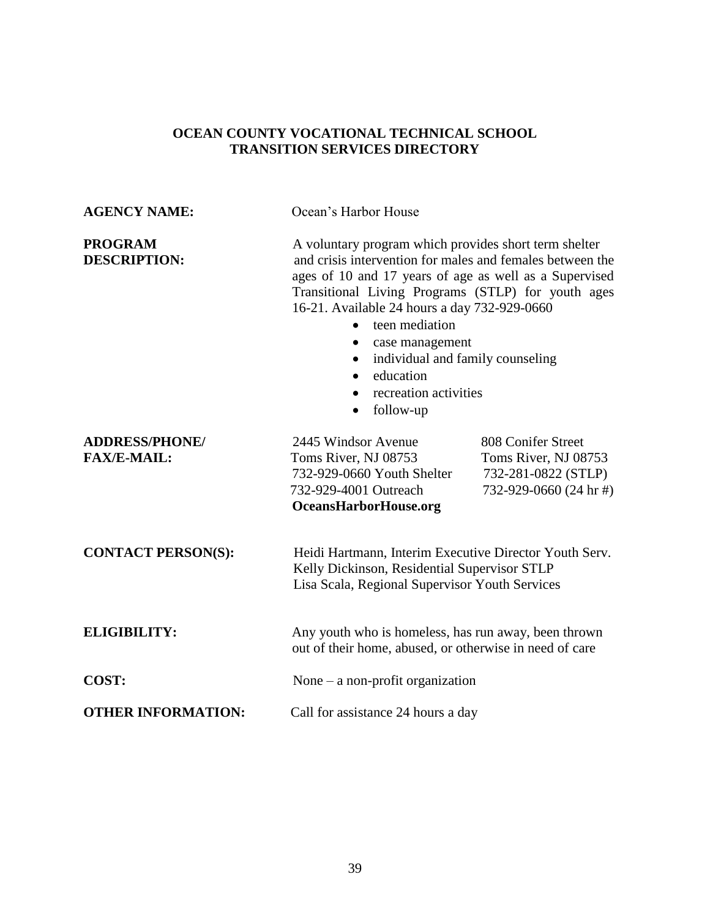## OCEAN COUNTY VOCATIONAL TECHNICAL SCHOOL
## TRANSITION SERVICES DIRECTORY

**AGENCY NAME:** Ocean's Harbor House

**PROGRAM DESCRIPTION:** A voluntary program which provides short term shelter and crisis intervention for males and females between the ages of 10 and 17 years of age as well as a Supervised Transitional Living Programs (STLP) for youth ages 16-21. Available 24 hours a day 732-929-0660

- teen mediation
- case management
- individual and family counseling
- education
- recreation activities
- follow-up

**ADDRESS/PHONE/ FAX/E-MAIL:**

2445 Windsor Avenue
Toms River, NJ 08753
732-929-0660 Youth Shelter
732-929-4001 Outreach
**OceansHarborHouse.org**

808 Conifer Street
Toms River, NJ 08753
732-281-0822 (STLP)
732-929-0660 (24 hr #)

**CONTACT PERSON(S):**

Heidi Hartmann, Interim Executive Director Youth Serv.
Kelly Dickinson, Residential Supervisor STLP
Lisa Scala, Regional Supervisor Youth Services

**ELIGIBILITY:** Any youth who is homeless, has run away, been thrown out of their home, abused, or otherwise in need of care

**COST:** None – a non-profit organization

**OTHER INFORMATION:** Call for assistance 24 hours a day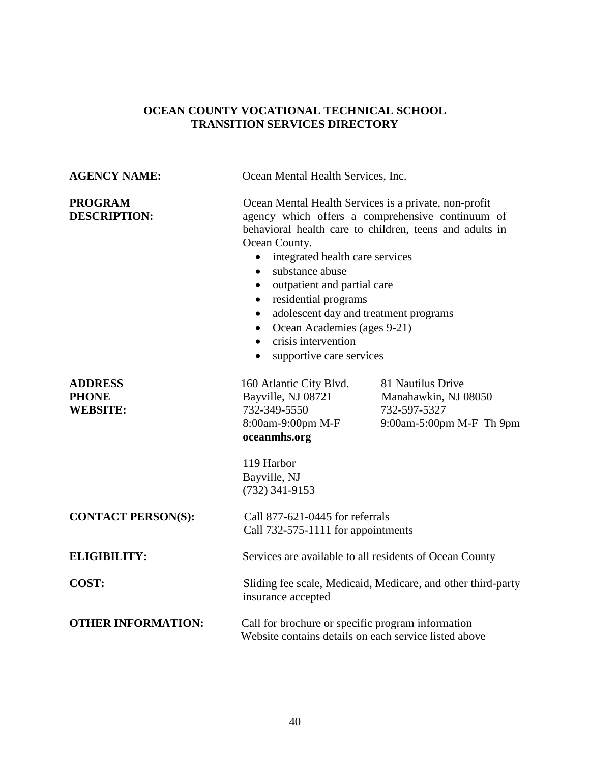**OCEAN COUNTY VOCATIONAL TECHNICAL SCHOOL**
**TRANSITION SERVICES DIRECTORY**

**AGENCY NAME:** Ocean Mental Health Services, Inc.

**PROGRAM DESCRIPTION:** Ocean Mental Health Services is a private, non-profit agency which offers a comprehensive continuum of behavioral health care to children, teens and adults in Ocean County.

- integrated health care services
- substance abuse
- outpatient and partial care
- residential programs
- adolescent day and treatment programs
- Ocean Academies (ages 9-21)
- crisis intervention
- supportive care services

**ADDRESS**
**PHONE**
**WEBSITE:**

160 Atlantic City Blvd.
Bayville, NJ 08721
732-349-5550
8:00am-9:00pm M-F
**oceanmhs.org**

81 Nautilus Drive
Manahawkin, NJ 08050
732-597-5327
9:00am-5:00pm M-F Th 9pm

119 Harbor
Bayville, NJ
(732) 341-9153

**CONTACT PERSON(S):** Call 877-621-0445 for referrals
Call 732-575-1111 for appointments

**ELIGIBILITY:** Services are available to all residents of Ocean County

**COST:** Sliding fee scale, Medicaid, Medicare, and other third-party insurance accepted

**OTHER INFORMATION:** Call for brochure or specific program information
Website contains details on each service listed above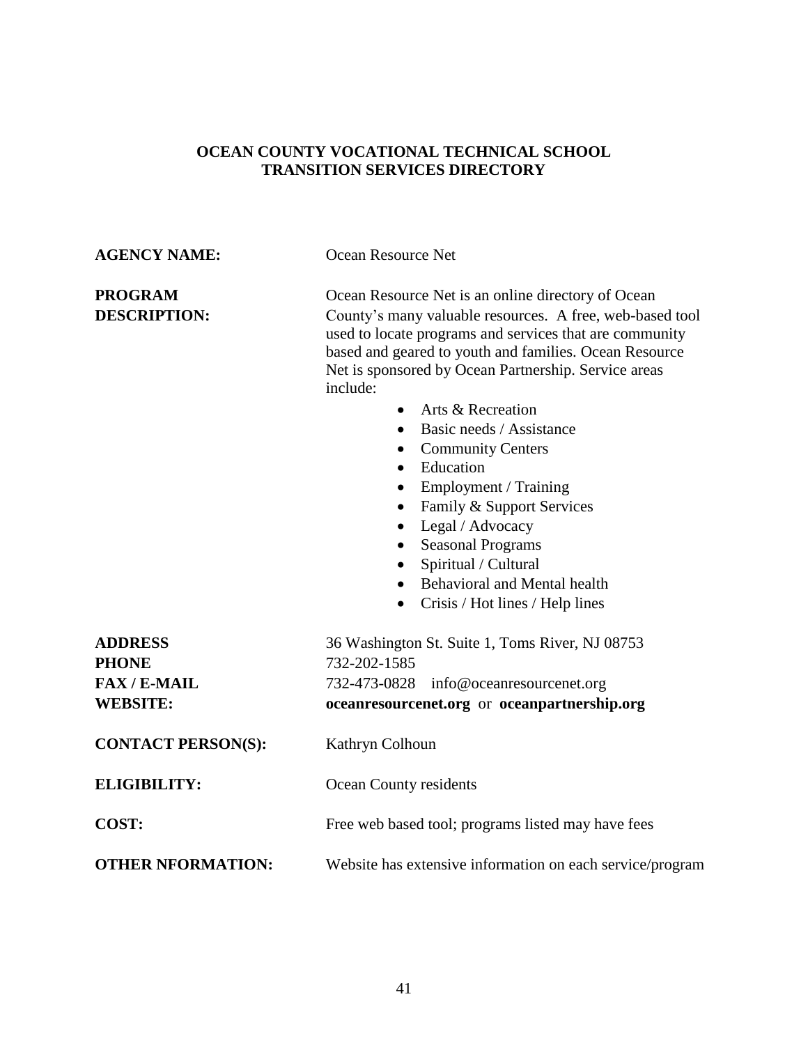**OCEAN COUNTY VOCATIONAL TECHNICAL SCHOOL**
**TRANSITION SERVICES DIRECTORY**

**AGENCY NAME:** Ocean Resource Net

**PROGRAM DESCRIPTION:** Ocean Resource Net is an online directory of Ocean County's many valuable resources. A free, web-based tool used to locate programs and services that are community based and geared to youth and families. Ocean Resource Net is sponsored by Ocean Partnership. Service areas include:

- Arts & Recreation
- Basic needs / Assistance
- Community Centers
- Education
- Employment / Training
- Family & Support Services
- Legal / Advocacy
- Seasonal Programs
- Spiritual / Cultural
- Behavioral and Mental health
- Crisis / Hot lines / Help lines

**ADDRESS** 36 Washington St. Suite 1, Toms River, NJ 08753
**PHONE** 732-202-1585
**FAX / E-MAIL** 732-473-0828 info@oceanresourcenet.org
**WEBSITE:** **oceanresourcenet.org** or **oceanpartnership.org**

**CONTACT PERSON(S):** Kathryn Colhoun

**ELIGIBILITY:** Ocean County residents

**COST:** Free web based tool; programs listed may have fees

**OTHER NFORMATION:** Website has extensive information on each service/program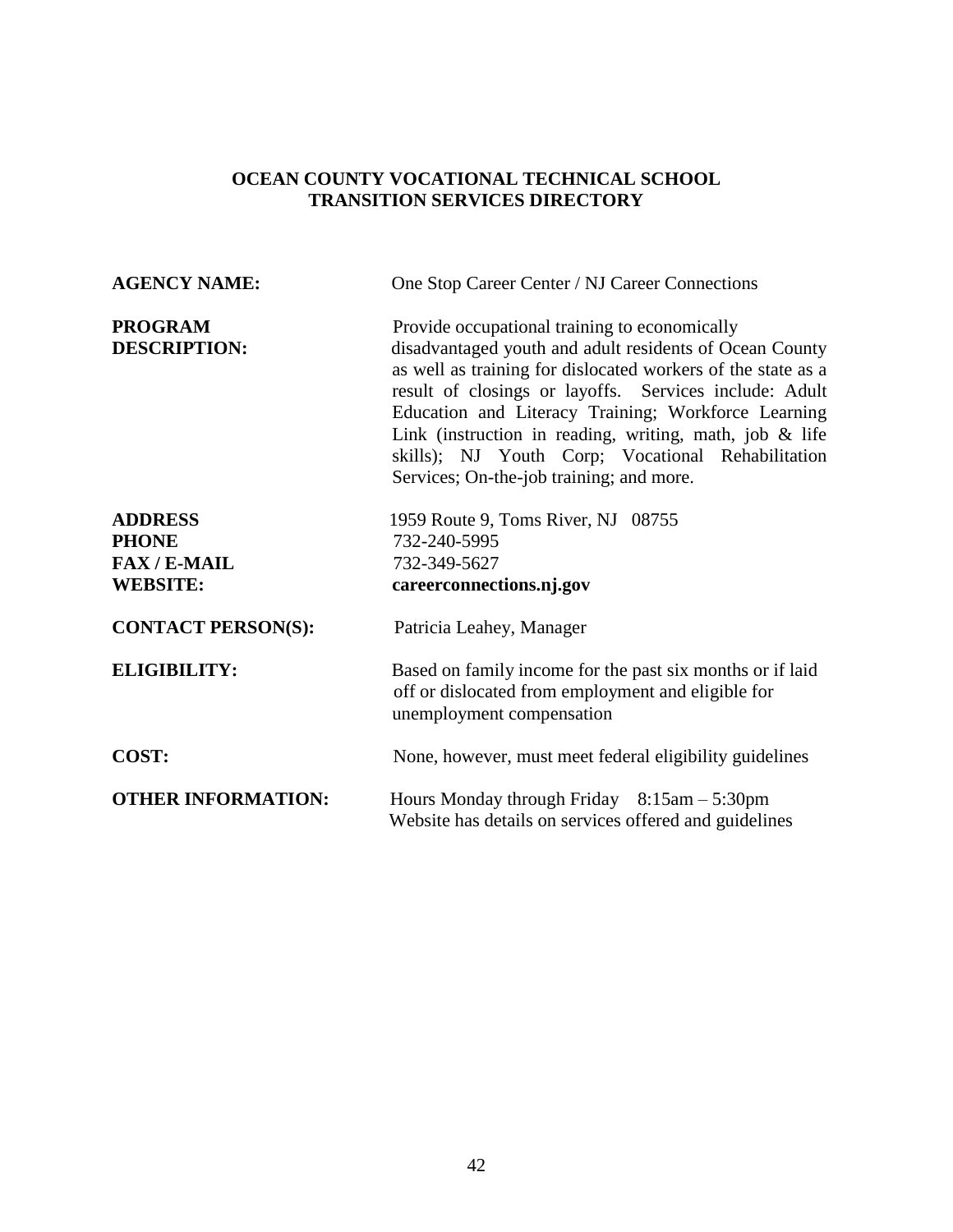## OCEAN COUNTY VOCATIONAL TECHNICAL SCHOOL
## TRANSITION SERVICES DIRECTORY

| | |
|---|---|
| **AGENCY NAME:** | One Stop Career Center / NJ Career Connections |
| **PROGRAM DESCRIPTION:** | Provide occupational training to economically disadvantaged youth and adult residents of Ocean County as well as training for dislocated workers of the state as a result of closings or layoffs. Services include: Adult Education and Literacy Training; Workforce Learning Link (instruction in reading, writing, math, job & life skills); NJ Youth Corp; Vocational Rehabilitation Services; On-the-job training; and more. |
| **ADDRESS** | 1959 Route 9, Toms River, NJ 08755 |
| **PHONE** | 732-240-5995 |
| **FAX / E-MAIL** | 732-349-5627 |
| **WEBSITE:** | **careerconnections.nj.gov** |
| **CONTACT PERSON(S):** | Patricia Leahey, Manager |
| **ELIGIBILITY:** | Based on family income for the past six months or if laid off or dislocated from employment and eligible for unemployment compensation |
| **COST:** | None, however, must meet federal eligibility guidelines |
| **OTHER INFORMATION:** | Hours Monday through Friday 8:15am – 5:30pm<br>Website has details on services offered and guidelines |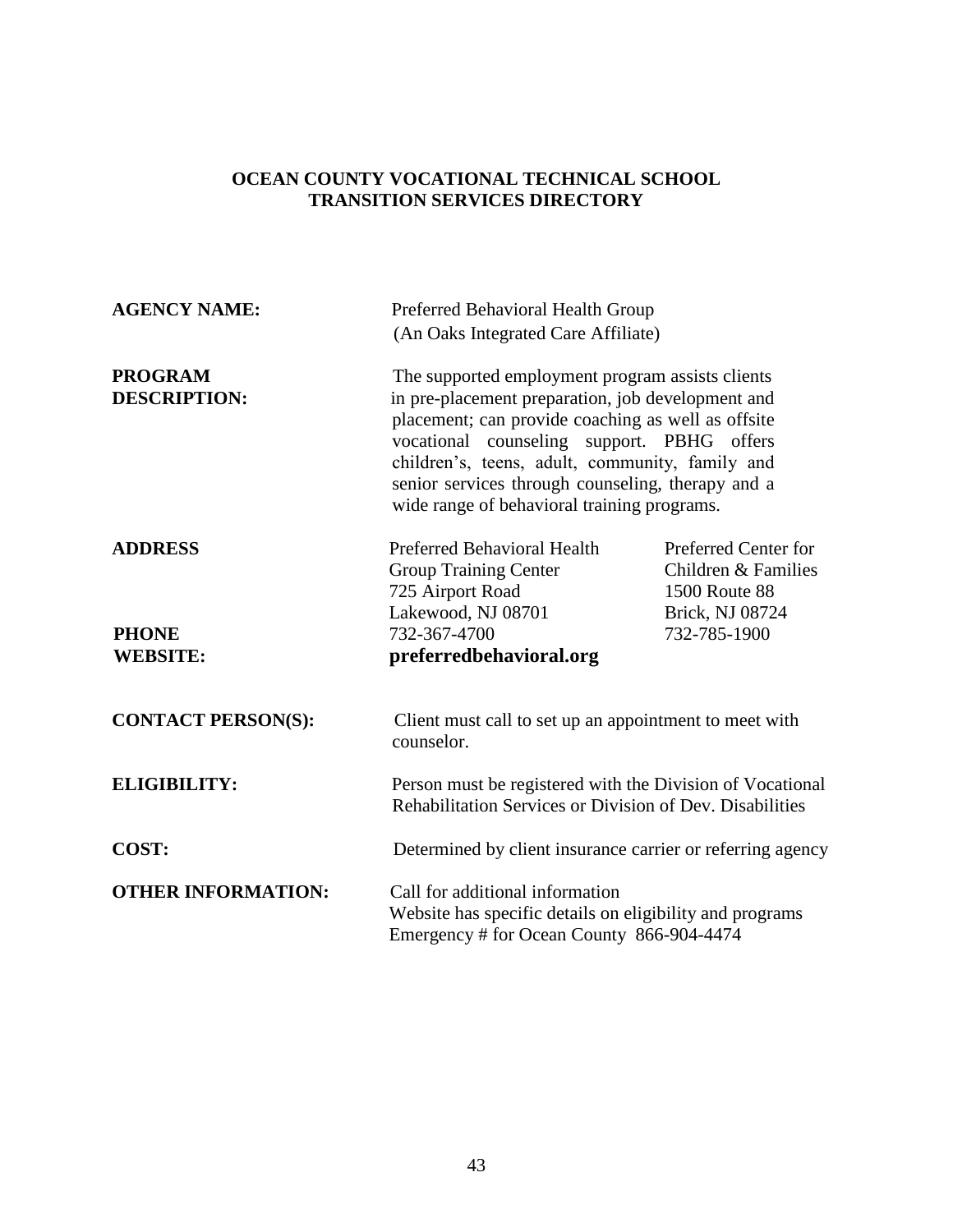## OCEAN COUNTY VOCATIONAL TECHNICAL SCHOOL
## TRANSITION SERVICES DIRECTORY

**AGENCY NAME:** Preferred Behavioral Health Group
(An Oaks Integrated Care Affiliate)

**PROGRAM DESCRIPTION:** The supported employment program assists clients in pre-placement preparation, job development and placement; can provide coaching as well as offsite vocational counseling support. PBHG offers children's, teens, adult, community, family and senior services through counseling, therapy and a wide range of behavioral training programs.

**ADDRESS**

Preferred Behavioral Health Group Training Center
725 Airport Road
Lakewood, NJ 08701

Preferred Center for Children & Families
1500 Route 88
Brick, NJ 08724

**PHONE** 732-367-4700 / 732-785-1900

**WEBSITE:** **preferredbehavioral.org**

**CONTACT PERSON(S):** Client must call to set up an appointment to meet with counselor.

**ELIGIBILITY:** Person must be registered with the Division of Vocational Rehabilitation Services or Division of Dev. Disabilities

**COST:** Determined by client insurance carrier or referring agency

**OTHER INFORMATION:** Call for additional information
Website has specific details on eligibility and programs
Emergency # for Ocean County 866-904-4474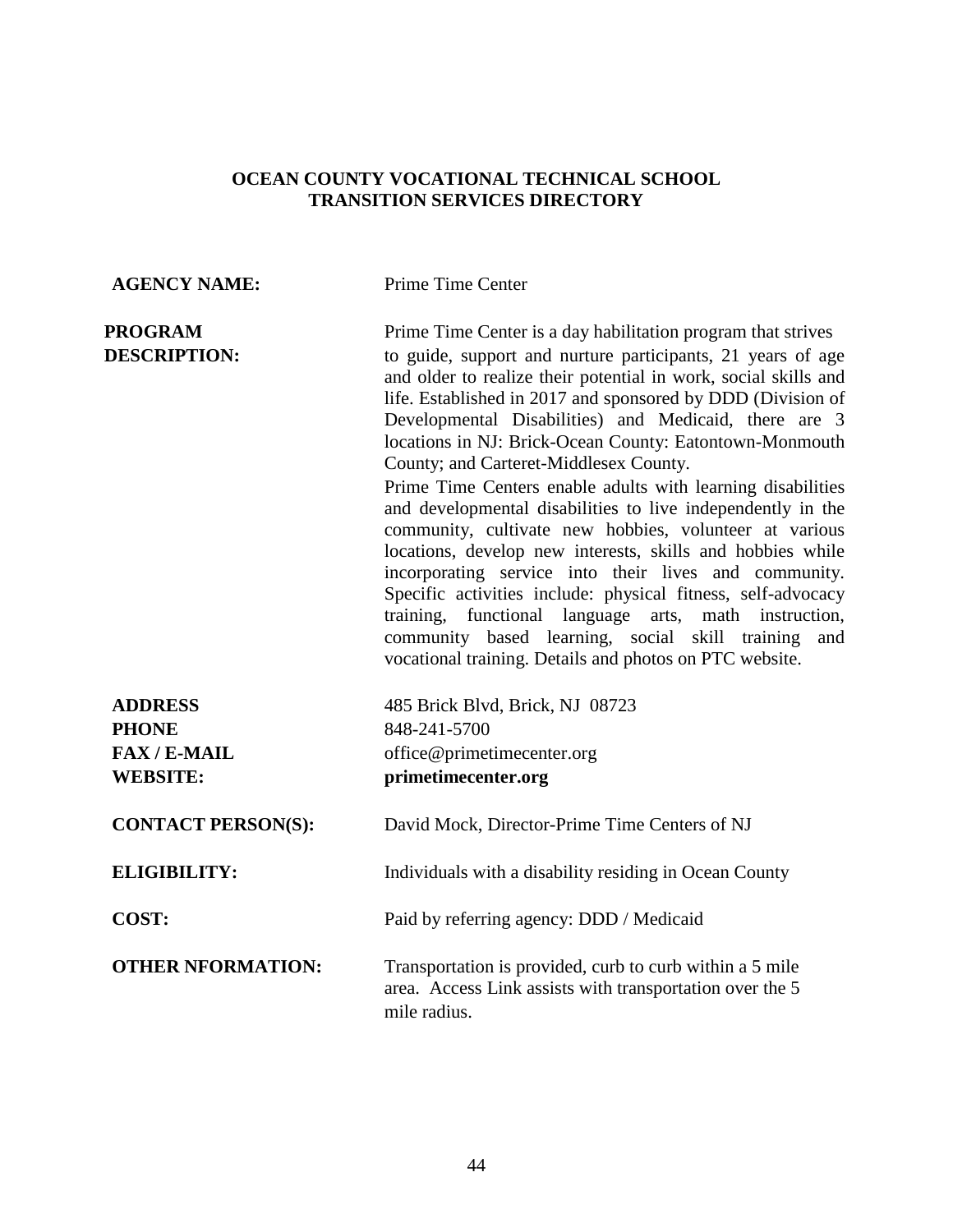# OCEAN COUNTY VOCATIONAL TECHNICAL SCHOOL
# TRANSITION SERVICES DIRECTORY

**AGENCY NAME:** Prime Time Center

**PROGRAM DESCRIPTION:** Prime Time Center is a day habilitation program that strives to guide, support and nurture participants, 21 years of age and older to realize their potential in work, social skills and life. Established in 2017 and sponsored by DDD (Division of Developmental Disabilities) and Medicaid, there are 3 locations in NJ: Brick-Ocean County: Eatontown-Monmouth County; and Carteret-Middlesex County.

Prime Time Centers enable adults with learning disabilities and developmental disabilities to live independently in the community, cultivate new hobbies, volunteer at various locations, develop new interests, skills and hobbies while incorporating service into their lives and community. Specific activities include: physical fitness, self-advocacy training, functional language arts, math instruction, community based learning, social skill training and vocational training. Details and photos on PTC website.

**ADDRESS** 485 Brick Blvd, Brick, NJ 08723

**PHONE** 848-241-5700

**FAX / E-MAIL** office@primetimecenter.org

**WEBSITE:** **primetimecenter.org**

**CONTACT PERSON(S):** David Mock, Director-Prime Time Centers of NJ

**ELIGIBILITY:** Individuals with a disability residing in Ocean County

**COST:** Paid by referring agency: DDD / Medicaid

**OTHER NFORMATION:** Transportation is provided, curb to curb within a 5 mile area. Access Link assists with transportation over the 5 mile radius.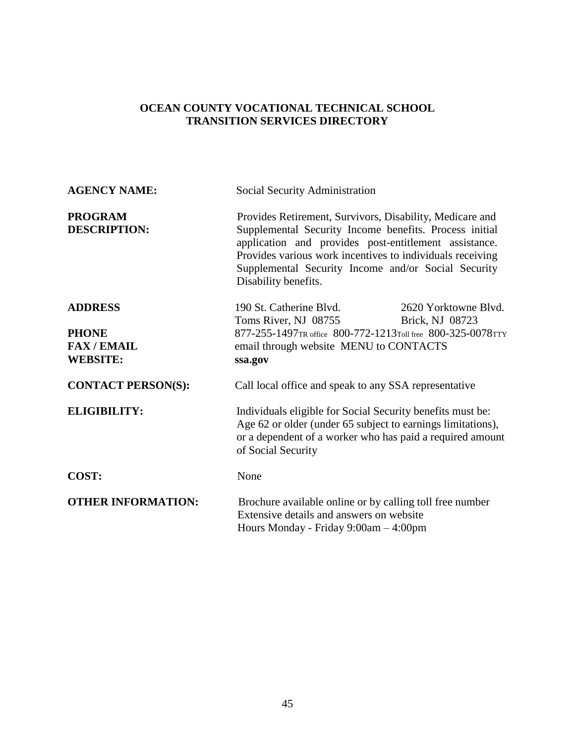**OCEAN COUNTY VOCATIONAL TECHNICAL SCHOOL**
**TRANSITION SERVICES DIRECTORY**

| | |
|---|---|
| **AGENCY NAME:** | Social Security Administration |
| **PROGRAM DESCRIPTION:** | Provides Retirement, Survivors, Disability, Medicare and Supplemental Security Income benefits. Process initial application and provides post-entitlement assistance. Provides various work incentives to individuals receiving Supplemental Security Income and/or Social Security Disability benefits. |
| **ADDRESS** | 190 St. Catherine Blvd. Toms River, NJ 08755<br>2620 Yorktowne Blvd. Brick, NJ 08723 |
| **PHONE** | 877-255-1497 TR office 800-772-1213 Toll free 800-325-0078 TTY |
| **FAX / EMAIL** | email through website MENU to CONTACTS |
| **WEBSITE:** | **ssa.gov** |
| **CONTACT PERSON(S):** | Call local office and speak to any SSA representative |
| **ELIGIBILITY:** | Individuals eligible for Social Security benefits must be: Age 62 or older (under 65 subject to earnings limitations), or a dependent of a worker who has paid a required amount of Social Security |
| **COST:** | None |
| **OTHER INFORMATION:** | Brochure available online or by calling toll free number<br>Extensive details and answers on website<br>Hours Monday - Friday 9:00am – 4:00pm |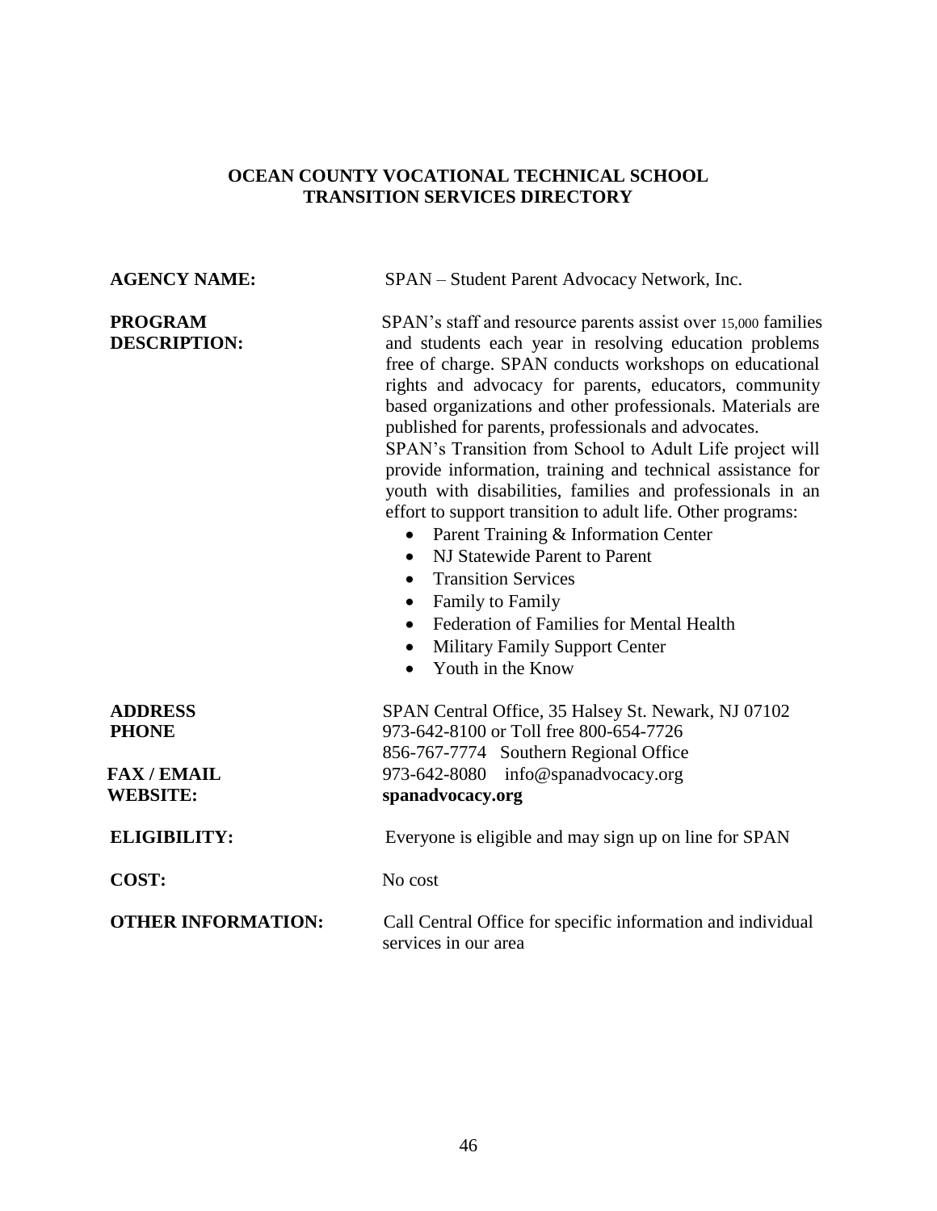# OCEAN COUNTY VOCATIONAL TECHNICAL SCHOOL
## TRANSITION SERVICES DIRECTORY

**AGENCY NAME:** SPAN – Student Parent Advocacy Network, Inc.

**PROGRAM DESCRIPTION:** SPAN's staff and resource parents assist over 15,000 families and students each year in resolving education problems free of charge. SPAN conducts workshops on educational rights and advocacy for parents, educators, community based organizations and other professionals. Materials are published for parents, professionals and advocates.
SPAN's Transition from School to Adult Life project will provide information, training and technical assistance for youth with disabilities, families and professionals in an effort to support transition to adult life. Other programs:

- Parent Training & Information Center
- NJ Statewide Parent to Parent
- Transition Services
- Family to Family
- Federation of Families for Mental Health
- Military Family Support Center
- Youth in the Know

**ADDRESS** SPAN Central Office, 35 Halsey St. Newark, NJ 07102

**PHONE** 973-642-8100 or Toll free 800-654-7726
856-767-7774 Southern Regional Office

**FAX / EMAIL** 973-642-8080 info@spanadvocacy.org

**WEBSITE:** **spanadvocacy.org**

**ELIGIBILITY:** Everyone is eligible and may sign up on line for SPAN

**COST:** No cost

**OTHER INFORMATION:** Call Central Office for specific information and individual services in our area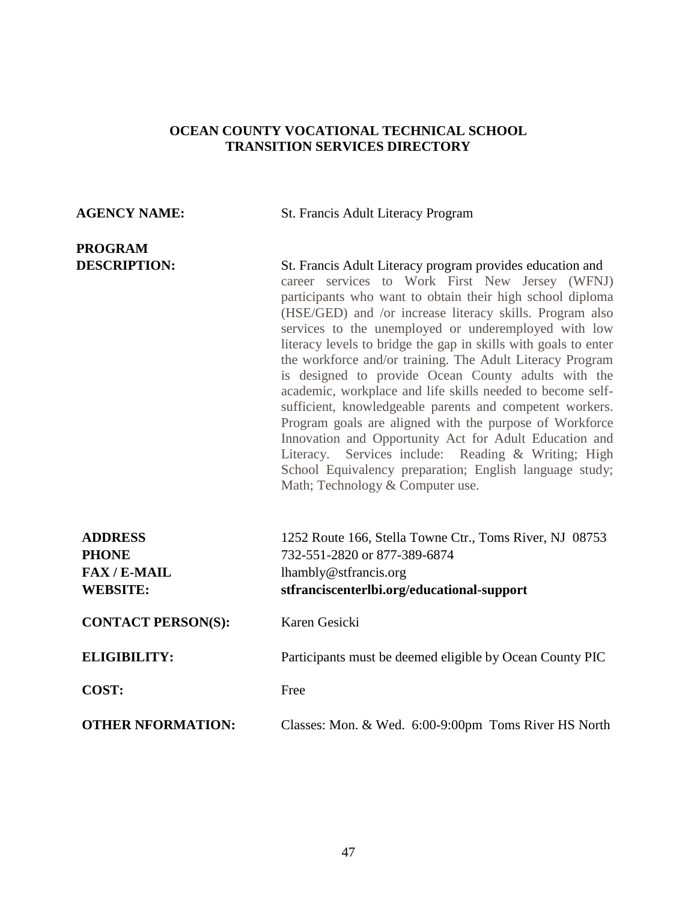**OCEAN COUNTY VOCATIONAL TECHNICAL SCHOOL**
**TRANSITION SERVICES DIRECTORY**

**AGENCY NAME:** St. Francis Adult Literacy Program

**PROGRAM DESCRIPTION:** St. Francis Adult Literacy program provides education and career services to Work First New Jersey (WFNJ) participants who want to obtain their high school diploma (HSE/GED) and /or increase literacy skills. Program also services to the unemployed or underemployed with low literacy levels to bridge the gap in skills with goals to enter the workforce and/or training. The Adult Literacy Program is designed to provide Ocean County adults with the academic, workplace and life skills needed to become self-sufficient, knowledgeable parents and competent workers. Program goals are aligned with the purpose of Workforce Innovation and Opportunity Act for Adult Education and Literacy. Services include: Reading & Writing; High School Equivalency preparation; English language study; Math; Technology & Computer use.

**ADDRESS** 1252 Route 166, Stella Towne Ctr., Toms River, NJ 08753
**PHONE** 732-551-2820 or 877-389-6874
**FAX / E-MAIL** lhambly@stfrancis.org
**WEBSITE:** **stfranciscenterlbi.org/educational-support**

**CONTACT PERSON(S):** Karen Gesicki

**ELIGIBILITY:** Participants must be deemed eligible by Ocean County PIC

**COST:** Free

**OTHER NFORMATION:** Classes: Mon. & Wed. 6:00-9:00pm Toms River HS North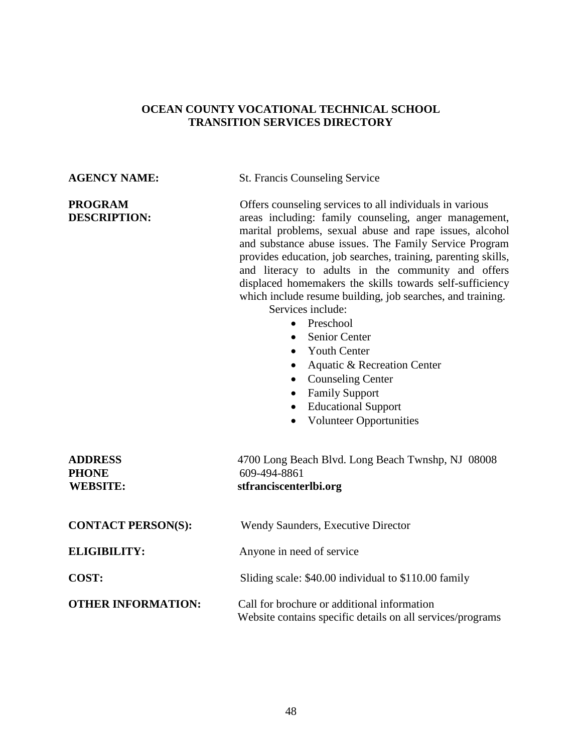## OCEAN COUNTY VOCATIONAL TECHNICAL SCHOOL
## TRANSITION SERVICES DIRECTORY

**AGENCY NAME:** St. Francis Counseling Service

**PROGRAM DESCRIPTION:** Offers counseling services to all individuals in various areas including: family counseling, anger management, marital problems, sexual abuse and rape issues, alcohol and substance abuse issues. The Family Service Program provides education, job searches, training, parenting skills, and literacy to adults in the community and offers displaced homemakers the skills towards self-sufficiency which include resume building, job searches, and training.

Services include:

- Preschool
- Senior Center
- Youth Center
- Aquatic & Recreation Center
- Counseling Center
- Family Support
- Educational Support
- Volunteer Opportunities

**ADDRESS** 4700 Long Beach Blvd. Long Beach Twnshp, NJ 08008

**PHONE** 609-494-8861

**WEBSITE:** **stfranciscenterlbi.org**

**CONTACT PERSON(S):** Wendy Saunders, Executive Director

**ELIGIBILITY:** Anyone in need of service

**COST:** Sliding scale: $40.00 individual to $110.00 family

**OTHER INFORMATION:** Call for brochure or additional information
Website contains specific details on all services/programs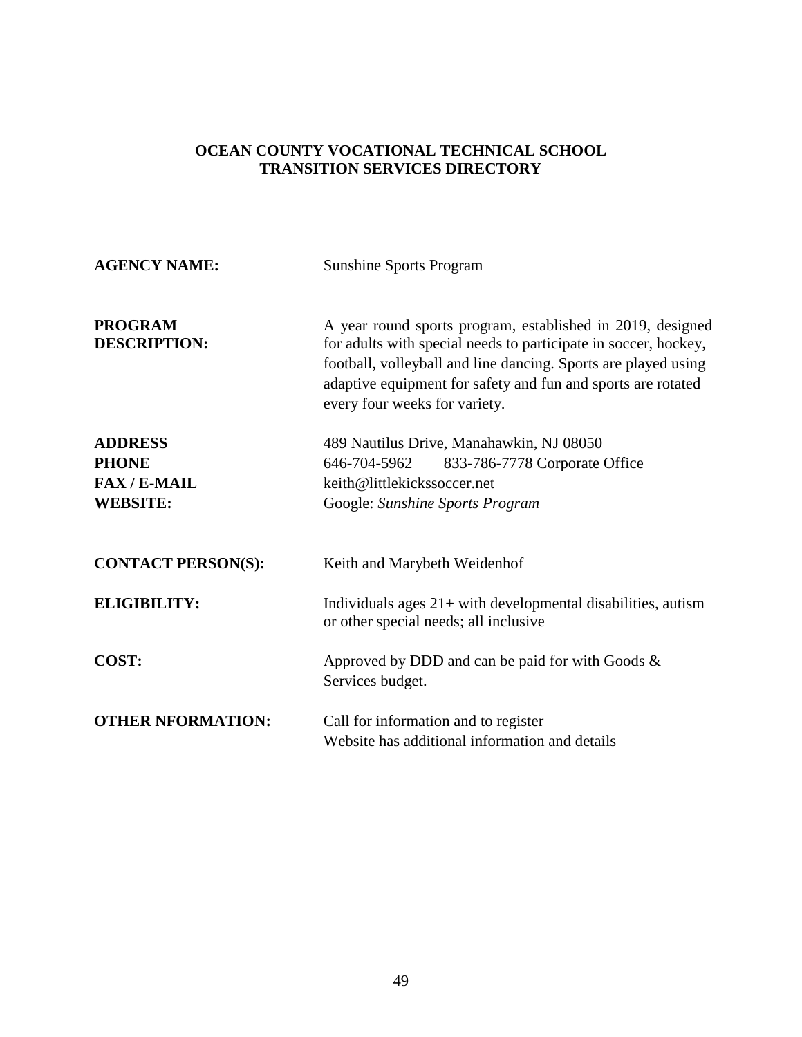**OCEAN COUNTY VOCATIONAL TECHNICAL SCHOOL**
**TRANSITION SERVICES DIRECTORY**

| | |
|---|---|
| **AGENCY NAME:** | Sunshine Sports Program |
| **PROGRAM DESCRIPTION:** | A year round sports program, established in 2019, designed for adults with special needs to participate in soccer, hockey, football, volleyball and line dancing. Sports are played using adaptive equipment for safety and fun and sports are rotated every four weeks for variety. |
| **ADDRESS** | 489 Nautilus Drive, Manahawkin, NJ 08050 |
| **PHONE** | 646-704-5962 833-786-7778 Corporate Office |
| **FAX / E-MAIL** | keith@littlekickssoccer.net |
| **WEBSITE:** | Google: *Sunshine Sports Program* |
| **CONTACT PERSON(S):** | Keith and Marybeth Weidenhof |
| **ELIGIBILITY:** | Individuals ages 21+ with developmental disabilities, autism or other special needs; all inclusive |
| **COST:** | Approved by DDD and can be paid for with Goods & Services budget. |
| **OTHER NFORMATION:** | Call for information and to register<br>Website has additional information and details |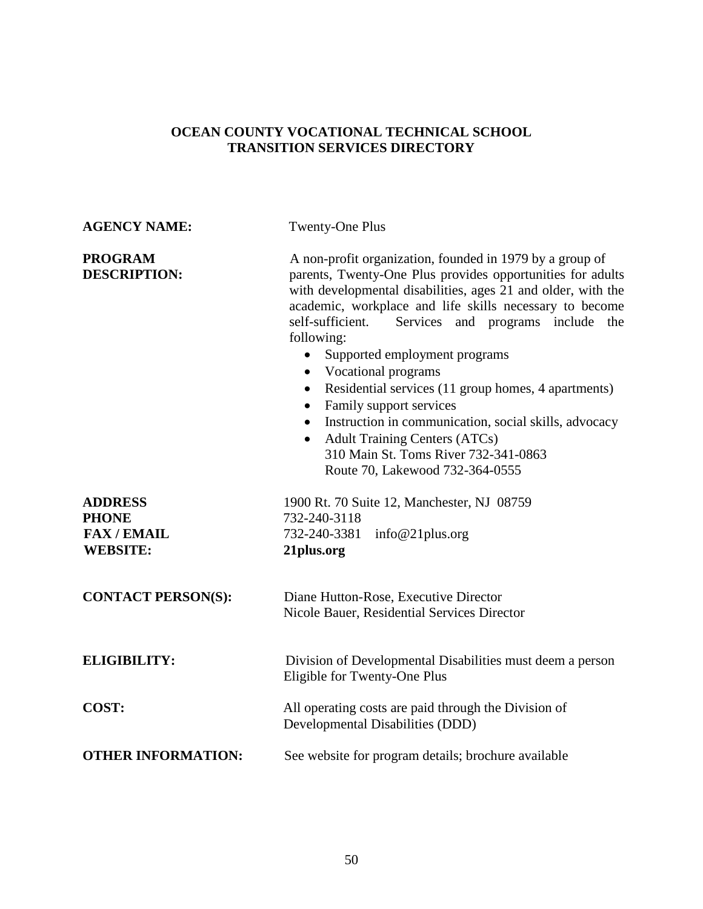# OCEAN COUNTY VOCATIONAL TECHNICAL SCHOOL
# TRANSITION SERVICES DIRECTORY

**AGENCY NAME:** Twenty-One Plus

**PROGRAM DESCRIPTION:** A non-profit organization, founded in 1979 by a group of parents, Twenty-One Plus provides opportunities for adults with developmental disabilities, ages 21 and older, with the academic, workplace and life skills necessary to become self-sufficient. Services and programs include the following:

- Supported employment programs
- Vocational programs
- Residential services (11 group homes, 4 apartments)
- Family support services
- Instruction in communication, social skills, advocacy
- Adult Training Centers (ATCs)
  310 Main St. Toms River 732-341-0863
  Route 70, Lakewood 732-364-0555

**ADDRESS** 1900 Rt. 70 Suite 12, Manchester, NJ 08759
**PHONE** 732-240-3118
**FAX / EMAIL** 732-240-3381 info@21plus.org
**WEBSITE:** **21plus.org**

**CONTACT PERSON(S):** Diane Hutton-Rose, Executive Director
Nicole Bauer, Residential Services Director

**ELIGIBILITY:** Division of Developmental Disabilities must deem a person Eligible for Twenty-One Plus

**COST:** All operating costs are paid through the Division of Developmental Disabilities (DDD)

**OTHER INFORMATION:** See website for program details; brochure available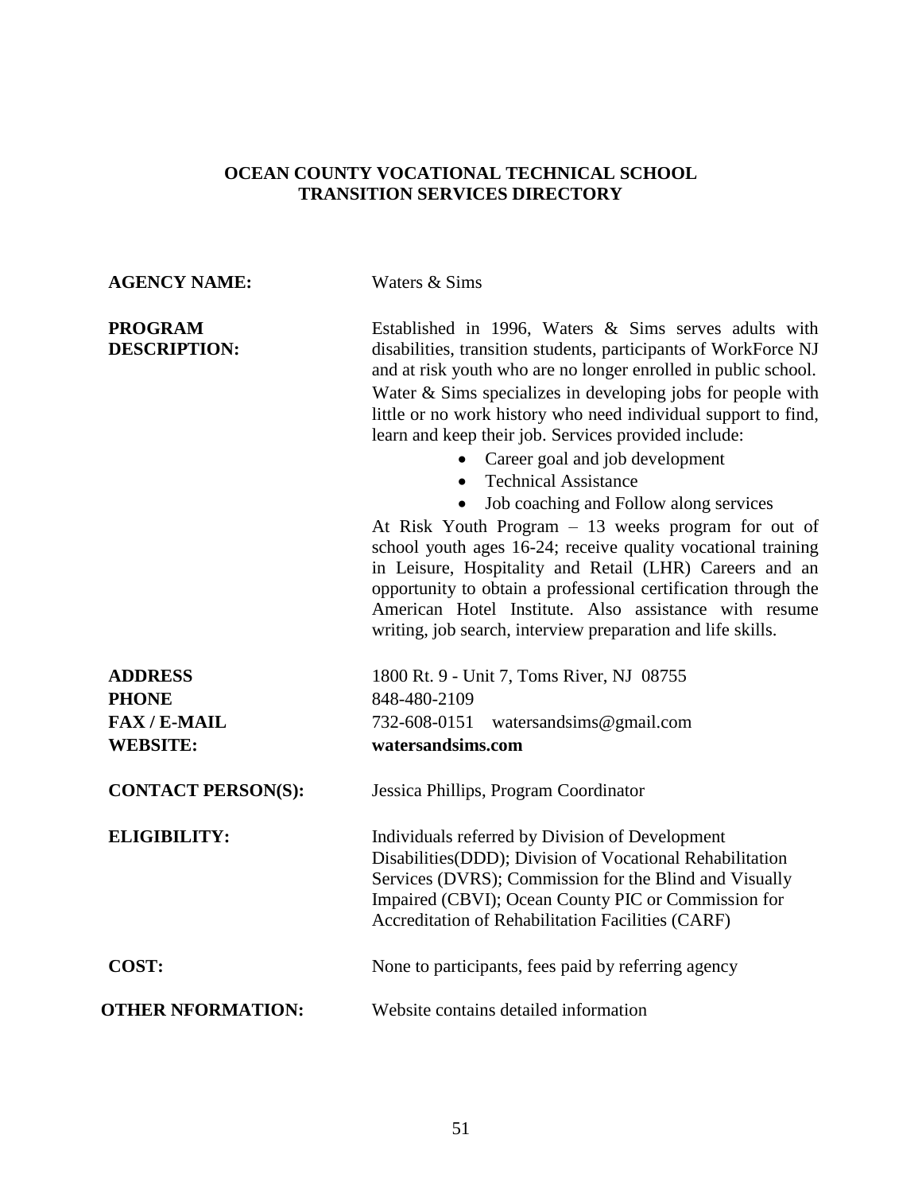## OCEAN COUNTY VOCATIONAL TECHNICAL SCHOOL
## TRANSITION SERVICES DIRECTORY

**AGENCY NAME:** Waters & Sims

**PROGRAM DESCRIPTION:** Established in 1996, Waters & Sims serves adults with disabilities, transition students, participants of WorkForce NJ and at risk youth who are no longer enrolled in public school. Water & Sims specializes in developing jobs for people with little or no work history who need individual support to find, learn and keep their job. Services provided include:

- Career goal and job development
- Technical Assistance
- Job coaching and Follow along services

At Risk Youth Program – 13 weeks program for out of school youth ages 16-24; receive quality vocational training in Leisure, Hospitality and Retail (LHR) Careers and an opportunity to obtain a professional certification through the American Hotel Institute. Also assistance with resume writing, job search, interview preparation and life skills.

**ADDRESS** 1800 Rt. 9 - Unit 7, Toms River, NJ 08755
**PHONE** 848-480-2109
**FAX / E-MAIL** 732-608-0151 watersandsims@gmail.com
**WEBSITE:** **watersandsims.com**

**CONTACT PERSON(S):** Jessica Phillips, Program Coordinator

**ELIGIBILITY:** Individuals referred by Division of Development Disabilities(DDD); Division of Vocational Rehabilitation Services (DVRS); Commission for the Blind and Visually Impaired (CBVI); Ocean County PIC or Commission for Accreditation of Rehabilitation Facilities (CARF)

**COST:** None to participants, fees paid by referring agency

**OTHER NFORMATION:** Website contains detailed information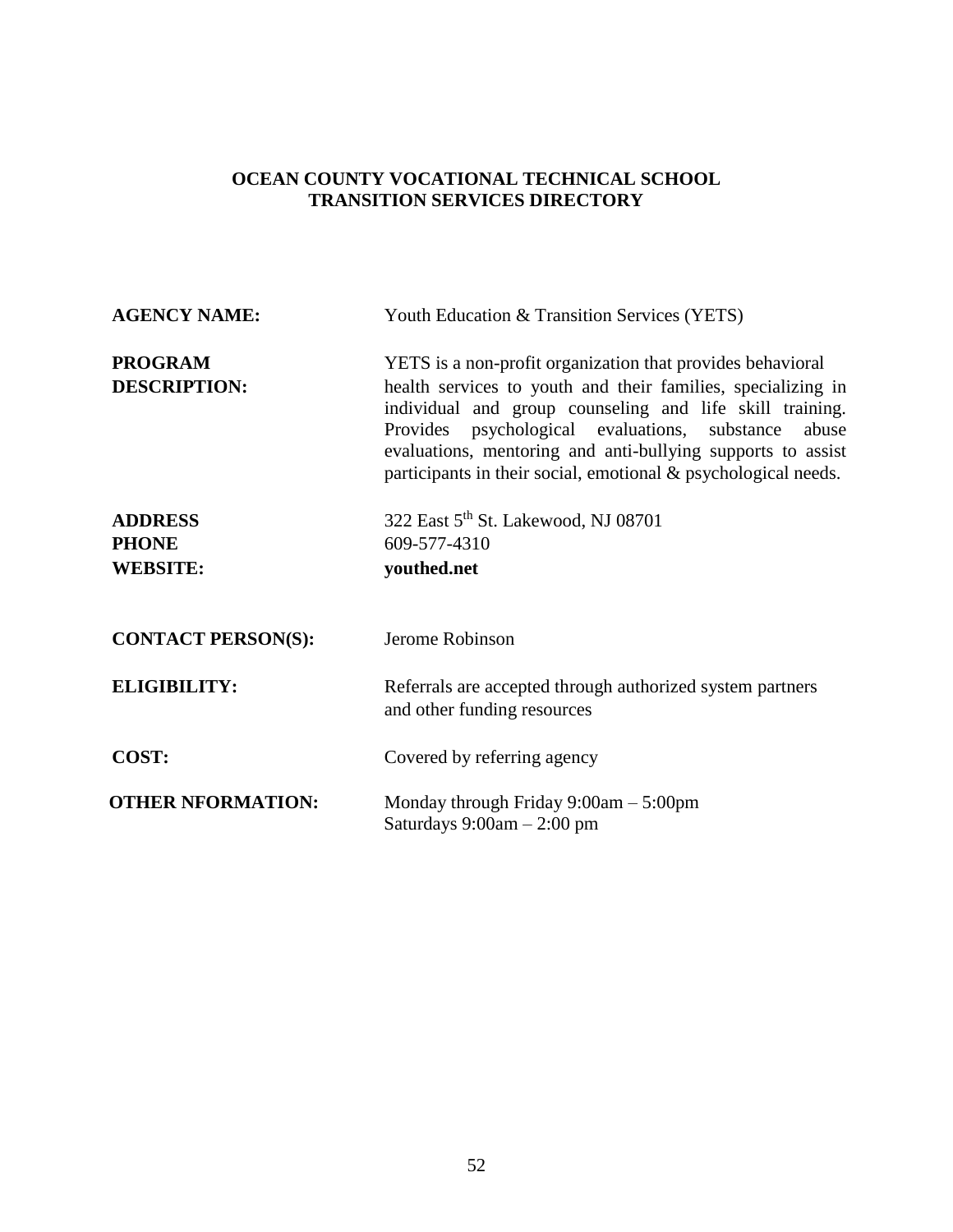# OCEAN COUNTY VOCATIONAL TECHNICAL SCHOOL
## TRANSITION SERVICES DIRECTORY

**AGENCY NAME:** Youth Education & Transition Services (YETS)

**PROGRAM DESCRIPTION:** YETS is a non-profit organization that provides behavioral health services to youth and their families, specializing in individual and group counseling and life skill training. Provides psychological evaluations, substance abuse evaluations, mentoring and anti-bullying supports to assist participants in their social, emotional & psychological needs.

**ADDRESS** 322 East 5th St. Lakewood, NJ 08701

**PHONE** 609-577-4310

**WEBSITE:** **youthed.net**

**CONTACT PERSON(S):** Jerome Robinson

**ELIGIBILITY:** Referrals are accepted through authorized system partners and other funding resources

**COST:** Covered by referring agency

**OTHER NFORMATION:** Monday through Friday 9:00am – 5:00pm
Saturdays 9:00am – 2:00 pm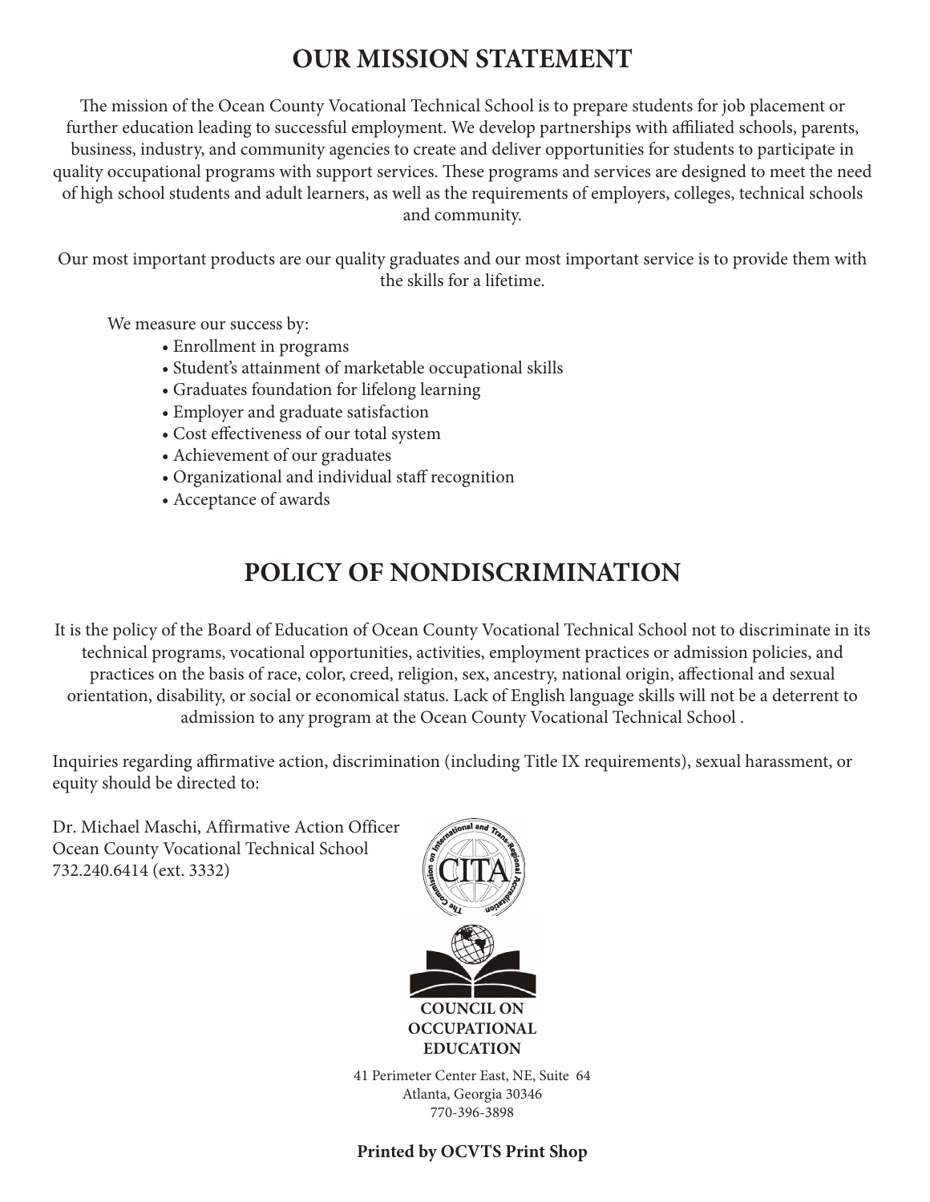# OUR MISSION STATEMENT

The mission of the Ocean County Vocational Technical School is to prepare students for job placement or further education leading to successful employment. We develop partnerships with affiliated schools, parents, business, industry, and community agencies to create and deliver opportunities for students to participate in quality occupational programs with support services. These programs and services are designed to meet the need of high school students and adult learners, as well as the requirements of employers, colleges, technical schools and community.

Our most important products are our quality graduates and our most important service is to provide them with the skills for a lifetime.

We measure our success by:

- Enrollment in programs
- Student's attainment of marketable occupational skills
- Graduates foundation for lifelong learning
- Employer and graduate satisfaction
- Cost effectiveness of our total system
- Achievement of our graduates
- Organizational and individual staff recognition
- Acceptance of awards

# POLICY OF NONDISCRIMINATION

It is the policy of the Board of Education of Ocean County Vocational Technical School not to discriminate in its technical programs, vocational opportunities, activities, employment practices or admission policies, and practices on the basis of race, color, creed, religion, sex, ancestry, national origin, affectional and sexual orientation, disability, or social or economical status. Lack of English language skills will not be a deterrent to admission to any program at the Ocean County Vocational Technical School .

Inquiries regarding affirmative action, discrimination (including Title IX requirements), sexual harassment, or equity should be directed to:

Dr. Michael Maschi, Affirmative Action Officer
Ocean County Vocational Technical School
732.240.6414 (ext. 3332)

The Commission on International and Trans-Regional Accreditation
CITA

**COUNCIL ON OCCUPATIONAL EDUCATION**

41 Perimeter Center East, NE, Suite 64
Atlanta, Georgia 30346
770-396-3898

**Printed by OCVTS Print Shop**